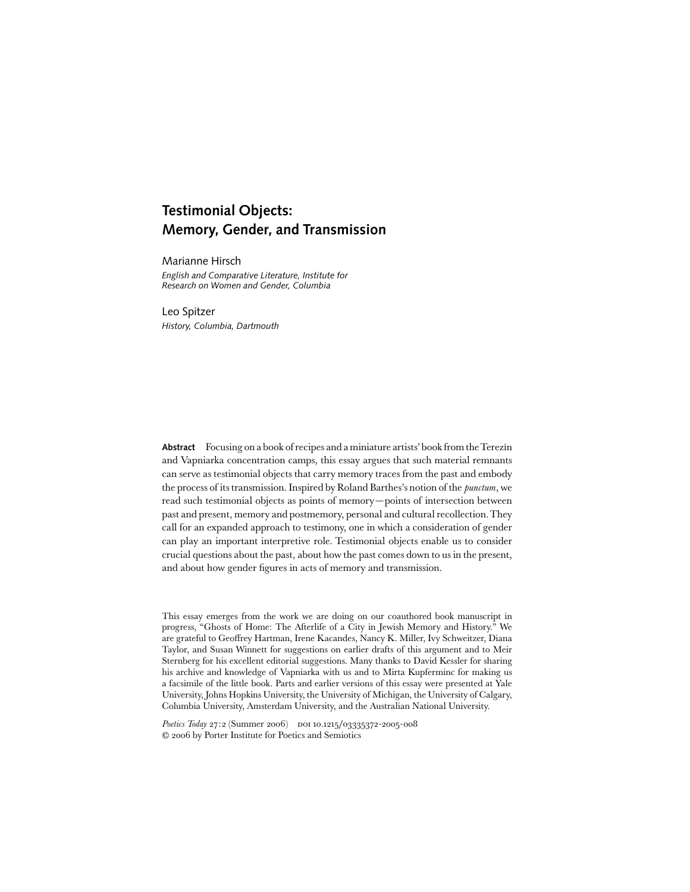# Testimonial Objects: Memory, Gender, and Transmission

Marianne Hirsch
*English and Comparative Literature, Institute for Research on Women and Gender, Columbia*

Leo Spitzer
*History, Columbia, Dartmouth*

**Abstract** Focusing on a book of recipes and a miniature artists' book from the Terezín and Vapniarka concentration camps, this essay argues that such material remnants can serve as testimonial objects that carry memory traces from the past and embody the process of its transmission. Inspired by Roland Barthes's notion of the *punctum*, we read such testimonial objects as points of memory—points of intersection between past and present, memory and postmemory, personal and cultural recollection. They call for an expanded approach to testimony, one in which a consideration of gender can play an important interpretive role. Testimonial objects enable us to consider crucial questions about the past, about how the past comes down to us in the present, and about how gender figures in acts of memory and transmission.

This essay emerges from the work we are doing on our coauthored book manuscript in progress, "Ghosts of Home: The Afterlife of a City in Jewish Memory and History." We are grateful to Geoffrey Hartman, Irene Kacandes, Nancy K. Miller, Ivy Schweitzer, Diana Taylor, and Susan Winnett for suggestions on earlier drafts of this argument and to Meir Sternberg for his excellent editorial suggestions. Many thanks to David Kessler for sharing his archive and knowledge of Vapniarka with us and to Mirta Kupferminc for making us a facsimile of the little book. Parts and earlier versions of this essay were presented at Yale University, Johns Hopkins University, the University of Michigan, the University of Calgary, Columbia University, Amsterdam University, and the Australian National University.

*Poetics Today* 27:2 (Summer 2006) DOI 10.1215/03335372-2005-008
© 2006 by Porter Institute for Poetics and Semiotics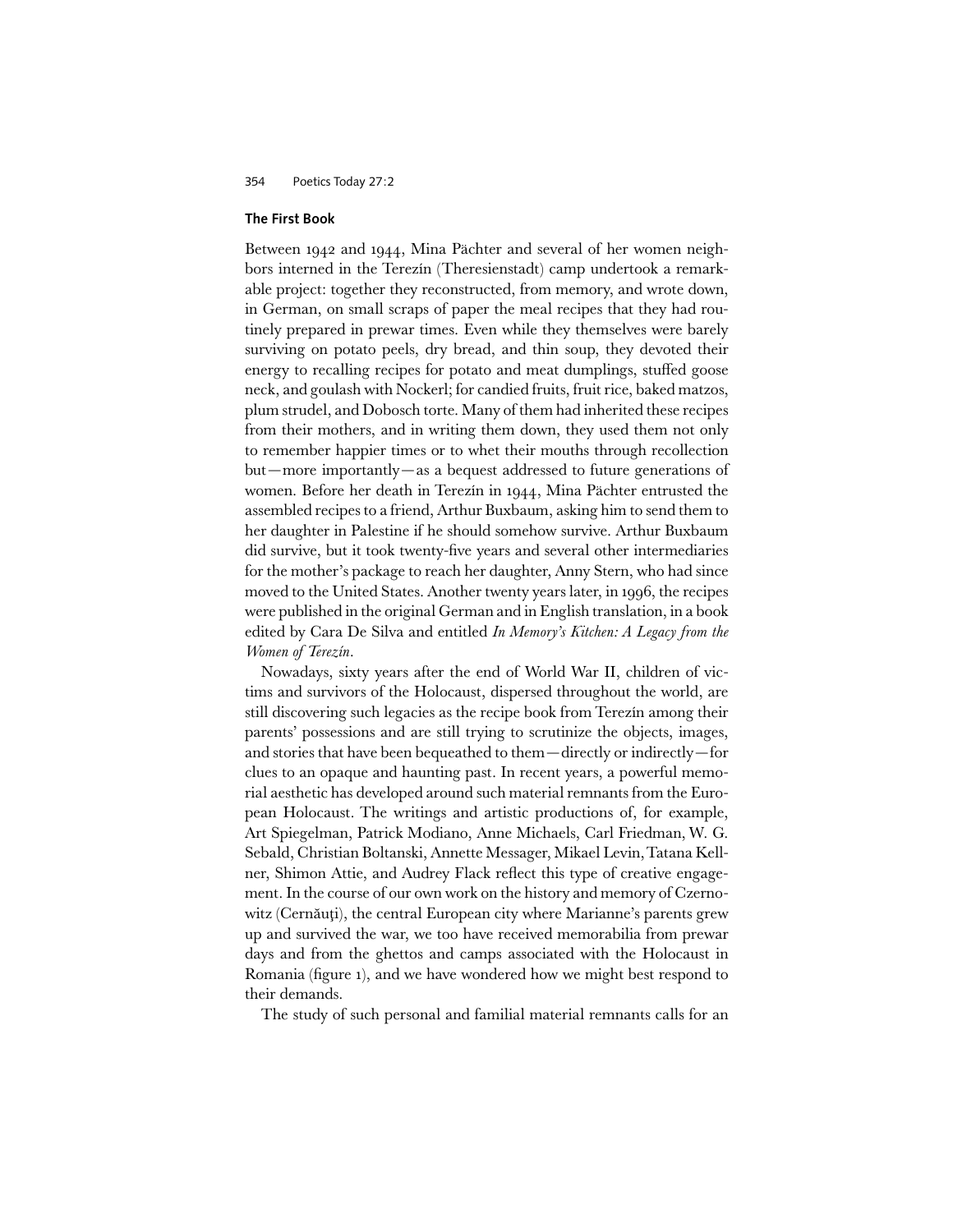### The First Book

Between 1942 and 1944, Mina Pächter and several of her women neighbors interned in the Terezín (Theresienstadt) camp undertook a remarkable project: together they reconstructed, from memory, and wrote down, in German, on small scraps of paper the meal recipes that they had routinely prepared in prewar times. Even while they themselves were barely surviving on potato peels, dry bread, and thin soup, they devoted their energy to recalling recipes for potato and meat dumplings, stuffed goose neck, and goulash with Nockerl; for candied fruits, fruit rice, baked matzos, plum strudel, and Dobosch torte. Many of them had inherited these recipes from their mothers, and in writing them down, they used them not only to remember happier times or to whet their mouths through recollection but—more importantly—as a bequest addressed to future generations of women. Before her death in Terezín in 1944, Mina Pächter entrusted the assembled recipes to a friend, Arthur Buxbaum, asking him to send them to her daughter in Palestine if he should somehow survive. Arthur Buxbaum did survive, but it took twenty-five years and several other intermediaries for the mother's package to reach her daughter, Anny Stern, who had since moved to the United States. Another twenty years later, in 1996, the recipes were published in the original German and in English translation, in a book edited by Cara De Silva and entitled *In Memory's Kitchen: A Legacy from the Women of Terezín*.

Nowadays, sixty years after the end of World War II, children of victims and survivors of the Holocaust, dispersed throughout the world, are still discovering such legacies as the recipe book from Terezín among their parents' possessions and are still trying to scrutinize the objects, images, and stories that have been bequeathed to them—directly or indirectly—for clues to an opaque and haunting past. In recent years, a powerful memorial aesthetic has developed around such material remnants from the European Holocaust. The writings and artistic productions of, for example, Art Spiegelman, Patrick Modiano, Anne Michaels, Carl Friedman, W. G. Sebald, Christian Boltanski, Annette Messager, Mikael Levin, Tatana Kellner, Shimon Attie, and Audrey Flack reflect this type of creative engagement. In the course of our own work on the history and memory of Czernowitz (Cernăuţi), the central European city where Marianne's parents grew up and survived the war, we too have received memorabilia from prewar days and from the ghettos and camps associated with the Holocaust in Romania (figure 1), and we have wondered how we might best respond to their demands.

The study of such personal and familial material remnants calls for an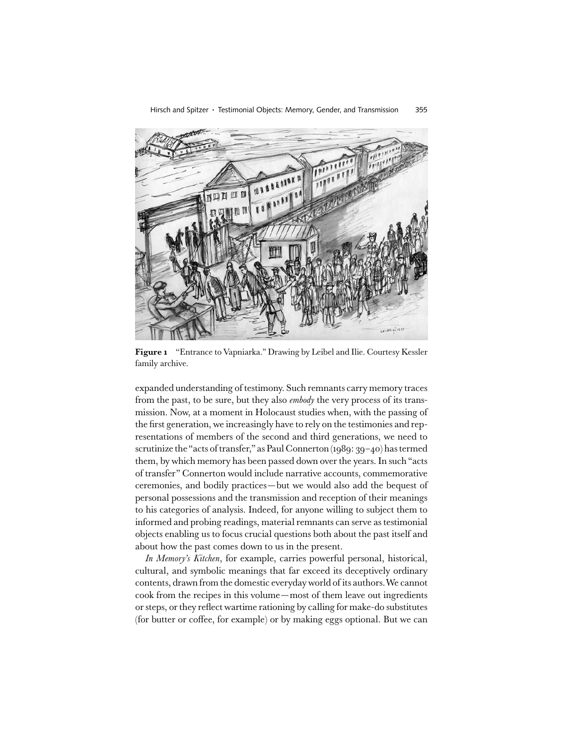**Figure 1** "Entrance to Vapniarka." Drawing by Leibel and Ilie. Courtesy Kessler family archive.

expanded understanding of testimony. Such remnants carry memory traces from the past, to be sure, but they also *embody* the very process of its transmission. Now, at a moment in Holocaust studies when, with the passing of the first generation, we increasingly have to rely on the testimonies and representations of members of the second and third generations, we need to scrutinize the "acts of transfer," as Paul Connerton (1989: 39–40) has termed them, by which memory has been passed down over the years. In such "acts of transfer" Connerton would include narrative accounts, commemorative ceremonies, and bodily practices—but we would also add the bequest of personal possessions and the transmission and reception of their meanings to his categories of analysis. Indeed, for anyone willing to subject them to informed and probing readings, material remnants can serve as testimonial objects enabling us to focus crucial questions both about the past itself and about how the past comes down to us in the present.

*In Memory's Kitchen*, for example, carries powerful personal, historical, cultural, and symbolic meanings that far exceed its deceptively ordinary contents, drawn from the domestic everyday world of its authors. We cannot cook from the recipes in this volume—most of them leave out ingredients or steps, or they reflect wartime rationing by calling for make-do substitutes (for butter or coffee, for example) or by making eggs optional. But we can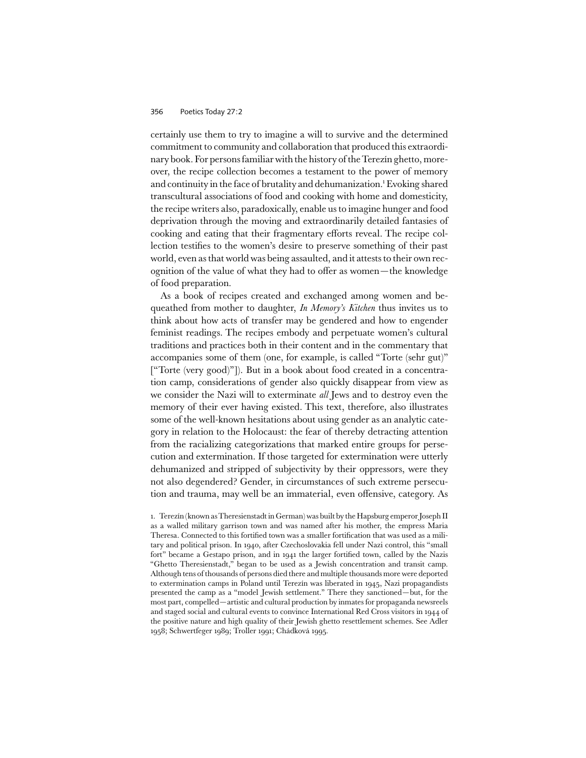certainly use them to try to imagine a will to survive and the determined commitment to community and collaboration that produced this extraordinary book. For persons familiar with the history of the Terezín ghetto, moreover, the recipe collection becomes a testament to the power of memory and continuity in the face of brutality and dehumanization.[1] Evoking shared transcultural associations of food and cooking with home and domesticity, the recipe writers also, paradoxically, enable us to imagine hunger and food deprivation through the moving and extraordinarily detailed fantasies of cooking and eating that their fragmentary efforts reveal. The recipe collection testifies to the women's desire to preserve something of their past world, even as that world was being assaulted, and it attests to their own recognition of the value of what they had to offer as women—the knowledge of food preparation.

As a book of recipes created and exchanged among women and bequeathed from mother to daughter, *In Memory's Kitchen* thus invites us to think about how acts of transfer may be gendered and how to engender feminist readings. The recipes embody and perpetuate women's cultural traditions and practices both in their content and in the commentary that accompanies some of them (one, for example, is called "Torte (sehr gut)" ["Torte (very good)"]). But in a book about food created in a concentration camp, considerations of gender also quickly disappear from view as we consider the Nazi will to exterminate *all* Jews and to destroy even the memory of their ever having existed. This text, therefore, also illustrates some of the well-known hesitations about using gender as an analytic category in relation to the Holocaust: the fear of thereby detracting attention from the racializing categorizations that marked entire groups for persecution and extermination. If those targeted for extermination were utterly dehumanized and stripped of subjectivity by their oppressors, were they not also degendered? Gender, in circumstances of such extreme persecution and trauma, may well be an immaterial, even offensive, category. As

1. Terezín (known as Theresienstadt in German) was built by the Hapsburg emperor Joseph II as a walled military garrison town and was named after his mother, the empress Maria Theresa. Connected to this fortified town was a smaller fortification that was used as a military and political prison. In 1940, after Czechoslovakia fell under Nazi control, this "small fort" became a Gestapo prison, and in 1941 the larger fortified town, called by the Nazis "Ghetto Theresienstadt," began to be used as a Jewish concentration and transit camp. Although tens of thousands of persons died there and multiple thousands more were deported to extermination camps in Poland until Terezín was liberated in 1945, Nazi propagandists presented the camp as a "model Jewish settlement." There they sanctioned—but, for the most part, compelled—artistic and cultural production by inmates for propaganda newsreels and staged social and cultural events to convince International Red Cross visitors in 1944 of the positive nature and high quality of their Jewish ghetto resettlement schemes. See Adler 1958; Schwertfeger 1989; Troller 1991; Chádková 1995.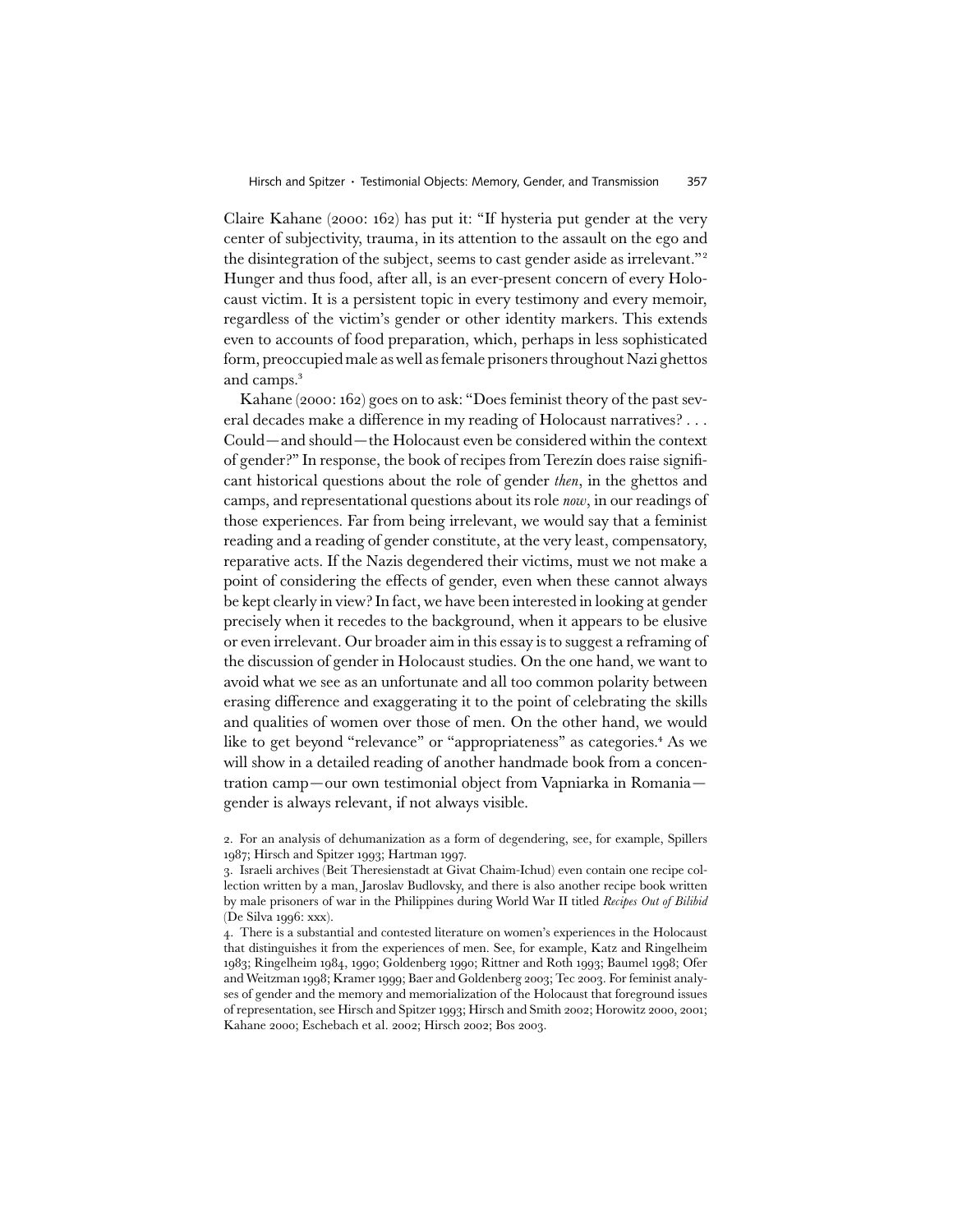Claire Kahane (2000: 162) has put it: "If hysteria put gender at the very center of subjectivity, trauma, in its attention to the assault on the ego and the disintegration of the subject, seems to cast gender aside as irrelevant."[2] Hunger and thus food, after all, is an ever-present concern of every Holocaust victim. It is a persistent topic in every testimony and every memoir, regardless of the victim's gender or other identity markers. This extends even to accounts of food preparation, which, perhaps in less sophisticated form, preoccupied male as well as female prisoners throughout Nazi ghettos and camps.[3]

Kahane (2000: 162) goes on to ask: "Does feminist theory of the past several decades make a difference in my reading of Holocaust narratives? . . . Could—and should—the Holocaust even be considered within the context of gender?" In response, the book of recipes from Terezín does raise significant historical questions about the role of gender *then*, in the ghettos and camps, and representational questions about its role *now*, in our readings of those experiences. Far from being irrelevant, we would say that a feminist reading and a reading of gender constitute, at the very least, compensatory, reparative acts. If the Nazis degendered their victims, must we not make a point of considering the effects of gender, even when these cannot always be kept clearly in view? In fact, we have been interested in looking at gender precisely when it recedes to the background, when it appears to be elusive or even irrelevant. Our broader aim in this essay is to suggest a reframing of the discussion of gender in Holocaust studies. On the one hand, we want to avoid what we see as an unfortunate and all too common polarity between erasing difference and exaggerating it to the point of celebrating the skills and qualities of women over those of men. On the other hand, we would like to get beyond "relevance" or "appropriateness" as categories.[4] As we will show in a detailed reading of another handmade book from a concentration camp—our own testimonial object from Vapniarka in Romania—gender is always relevant, if not always visible.

2. For an analysis of dehumanization as a form of degendering, see, for example, Spillers 1987; Hirsch and Spitzer 1993; Hartman 1997.

3. Israeli archives (Beit Theresienstadt at Givat Chaim-Ichud) even contain one recipe collection written by a man, Jaroslav Budlovsky, and there is also another recipe book written by male prisoners of war in the Philippines during World War II titled *Recipes Out of Bilibid* (De Silva 1996: xxx).

4. There is a substantial and contested literature on women's experiences in the Holocaust that distinguishes it from the experiences of men. See, for example, Katz and Ringelheim 1983; Ringelheim 1984, 1990; Goldenberg 1990; Rittner and Roth 1993; Baumel 1998; Ofer and Weitzman 1998; Kramer 1999; Baer and Goldenberg 2003; Tec 2003. For feminist analyses of gender and the memory and memorialization of the Holocaust that foreground issues of representation, see Hirsch and Spitzer 1993; Hirsch and Smith 2002; Horowitz 2000, 2001; Kahane 2000; Eschebach et al. 2002; Hirsch 2002; Bos 2003.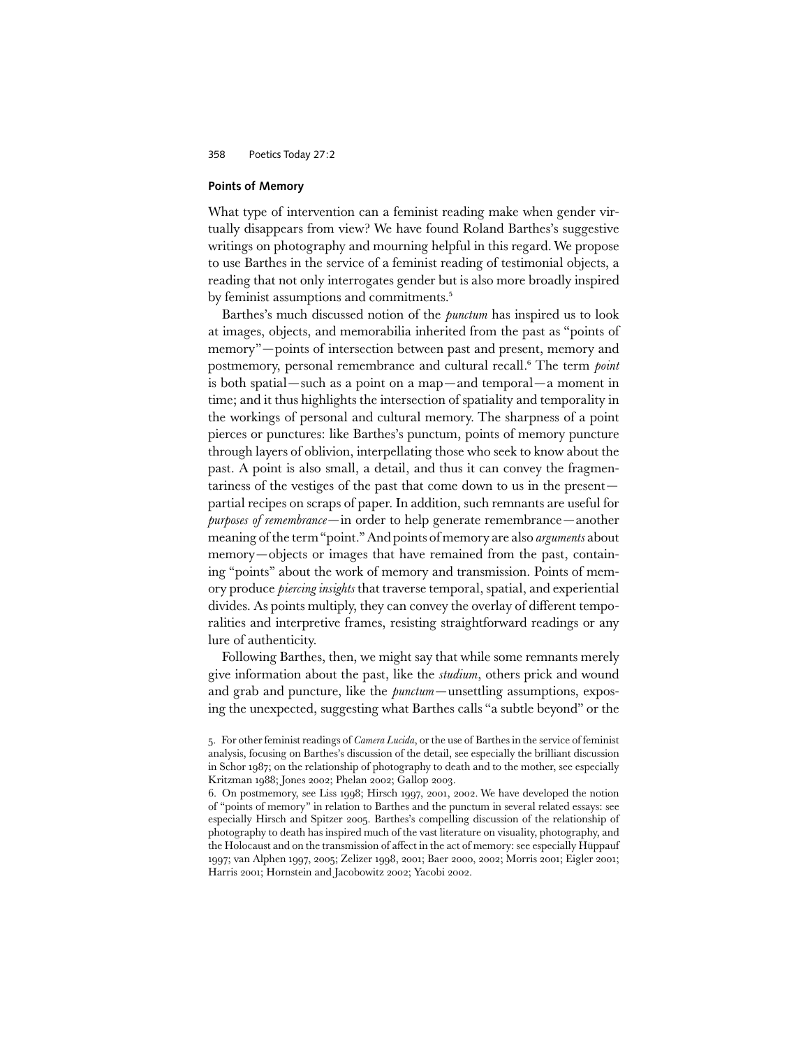## Points of Memory

What type of intervention can a feminist reading make when gender virtually disappears from view? We have found Roland Barthes's suggestive writings on photography and mourning helpful in this regard. We propose to use Barthes in the service of a feminist reading of testimonial objects, a reading that not only interrogates gender but is also more broadly inspired by feminist assumptions and commitments.[5]

Barthes's much discussed notion of the *punctum* has inspired us to look at images, objects, and memorabilia inherited from the past as "points of memory"—points of intersection between past and present, memory and postmemory, personal remembrance and cultural recall.[6] The term *point* is both spatial—such as a point on a map—and temporal—a moment in time; and it thus highlights the intersection of spatiality and temporality in the workings of personal and cultural memory. The sharpness of a point pierces or punctures: like Barthes's punctum, points of memory puncture through layers of oblivion, interpellating those who seek to know about the past. A point is also small, a detail, and thus it can convey the fragmentariness of the vestiges of the past that come down to us in the present—partial recipes on scraps of paper. In addition, such remnants are useful for *purposes of remembrance*—in order to help generate remembrance—another meaning of the term "point." And points of memory are also *arguments* about memory—objects or images that have remained from the past, containing "points" about the work of memory and transmission. Points of memory produce *piercing insights* that traverse temporal, spatial, and experiential divides. As points multiply, they can convey the overlay of different temporalities and interpretive frames, resisting straightforward readings or any lure of authenticity.

Following Barthes, then, we might say that while some remnants merely give information about the past, like the *studium*, others prick and wound and grab and puncture, like the *punctum*—unsettling assumptions, exposing the unexpected, suggesting what Barthes calls "a subtle beyond" or the

5. For other feminist readings of *Camera Lucida*, or the use of Barthes in the service of feminist analysis, focusing on Barthes's discussion of the detail, see especially the brilliant discussion in Schor 1987; on the relationship of photography to death and to the mother, see especially Kritzman 1988; Jones 2002; Phelan 2002; Gallop 2003.

6. On postmemory, see Liss 1998; Hirsch 1997, 2001, 2002. We have developed the notion of "points of memory" in relation to Barthes and the punctum in several related essays: see especially Hirsch and Spitzer 2005. Barthes's compelling discussion of the relationship of photography to death has inspired much of the vast literature on visuality, photography, and the Holocaust and on the transmission of affect in the act of memory: see especially Hüppauf 1997; van Alphen 1997, 2005; Zelizer 1998, 2001; Baer 2000, 2002; Morris 2001; Eigler 2001; Harris 2001; Hornstein and Jacobowitz 2002; Yacobi 2002.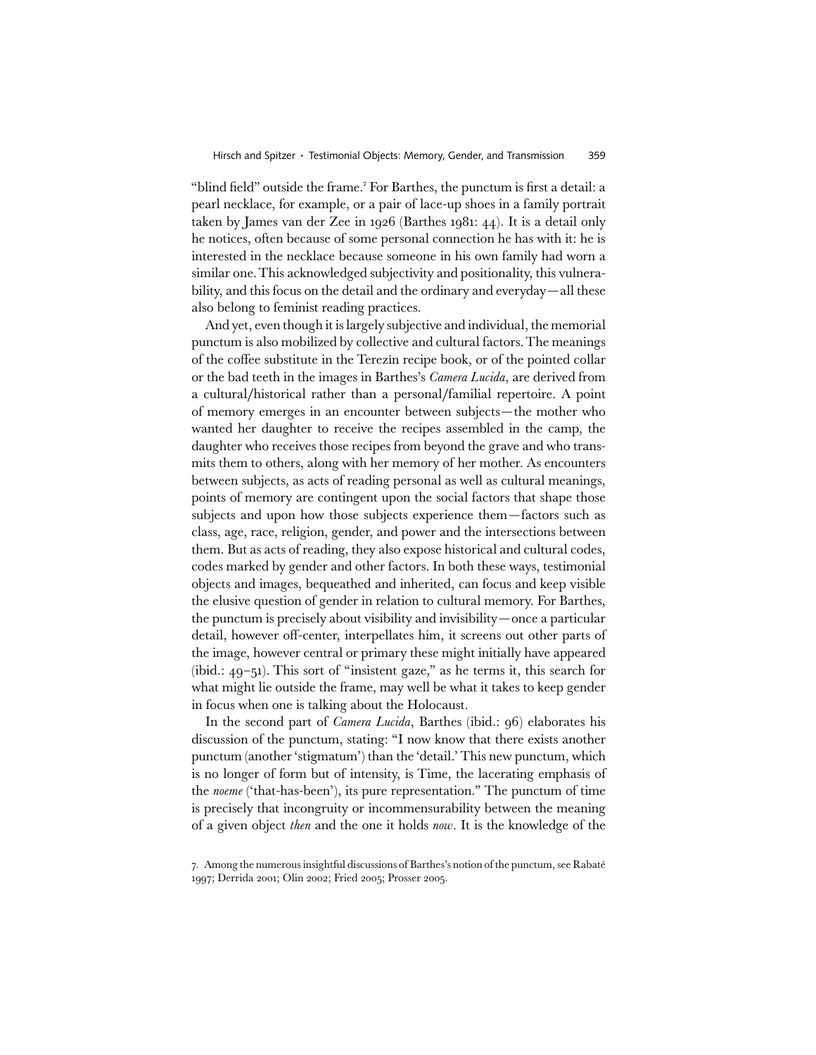"blind field" outside the frame.[7] For Barthes, the punctum is first a detail: a pearl necklace, for example, or a pair of lace-up shoes in a family portrait taken by James van der Zee in 1926 (Barthes 1981: 44). It is a detail only he notices, often because of some personal connection he has with it: he is interested in the necklace because someone in his own family had worn a similar one. This acknowledged subjectivity and positionality, this vulnerability, and this focus on the detail and the ordinary and everyday—all these also belong to feminist reading practices.

And yet, even though it is largely subjective and individual, the memorial punctum is also mobilized by collective and cultural factors. The meanings of the coffee substitute in the Terezín recipe book, or of the pointed collar or the bad teeth in the images in Barthes's *Camera Lucida*, are derived from a cultural/historical rather than a personal/familial repertoire. A point of memory emerges in an encounter between subjects—the mother who wanted her daughter to receive the recipes assembled in the camp, the daughter who receives those recipes from beyond the grave and who transmits them to others, along with her memory of her mother. As encounters between subjects, as acts of reading personal as well as cultural meanings, points of memory are contingent upon the social factors that shape those subjects and upon how those subjects experience them—factors such as class, age, race, religion, gender, and power and the intersections between them. But as acts of reading, they also expose historical and cultural codes, codes marked by gender and other factors. In both these ways, testimonial objects and images, bequeathed and inherited, can focus and keep visible the elusive question of gender in relation to cultural memory. For Barthes, the punctum is precisely about visibility and invisibility—once a particular detail, however off-center, interpellates him, it screens out other parts of the image, however central or primary these might initially have appeared (ibid.: 49–51). This sort of "insistent gaze," as he terms it, this search for what might lie outside the frame, may well be what it takes to keep gender in focus when one is talking about the Holocaust.

In the second part of *Camera Lucida*, Barthes (ibid.: 96) elaborates his discussion of the punctum, stating: "I now know that there exists another punctum (another 'stigmatum') than the 'detail.' This new punctum, which is no longer of form but of intensity, is Time, the lacerating emphasis of the *noeme* ('that-has-been'), its pure representation." The punctum of time is precisely that incongruity or incommensurability between the meaning of a given object *then* and the one it holds *now*. It is the knowledge of the

7. Among the numerous insightful discussions of Barthes's notion of the punctum, see Rabaté 1997; Derrida 2001; Olin 2002; Fried 2005; Prosser 2005.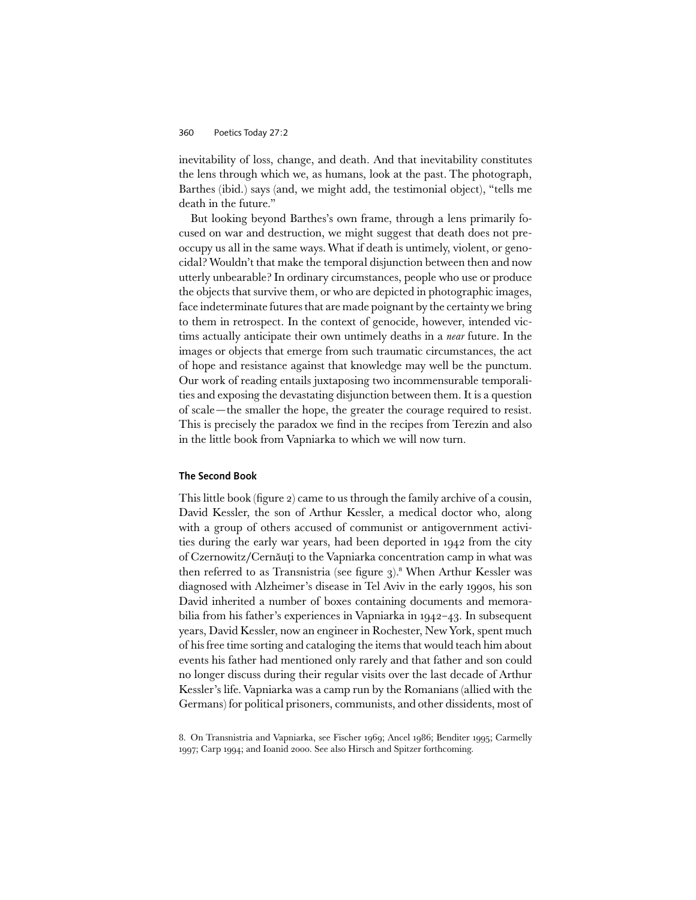inevitability of loss, change, and death. And that inevitability constitutes the lens through which we, as humans, look at the past. The photograph, Barthes (ibid.) says (and, we might add, the testimonial object), "tells me death in the future."

But looking beyond Barthes's own frame, through a lens primarily focused on war and destruction, we might suggest that death does not preoccupy us all in the same ways. What if death is untimely, violent, or genocidal? Wouldn't that make the temporal disjunction between then and now utterly unbearable? In ordinary circumstances, people who use or produce the objects that survive them, or who are depicted in photographic images, face indeterminate futures that are made poignant by the certainty we bring to them in retrospect. In the context of genocide, however, intended victims actually anticipate their own untimely deaths in a *near* future. In the images or objects that emerge from such traumatic circumstances, the act of hope and resistance against that knowledge may well be the punctum. Our work of reading entails juxtaposing two incommensurable temporalities and exposing the devastating disjunction between them. It is a question of scale—the smaller the hope, the greater the courage required to resist. This is precisely the paradox we find in the recipes from Terezín and also in the little book from Vapniarka to which we will now turn.

## The Second Book

This little book (figure 2) came to us through the family archive of a cousin, David Kessler, the son of Arthur Kessler, a medical doctor who, along with a group of others accused of communist or antigovernment activities during the early war years, had been deported in 1942 from the city of Czernowitz/Cernăuţi to the Vapniarka concentration camp in what was then referred to as Transnistria (see figure 3).[8] When Arthur Kessler was diagnosed with Alzheimer's disease in Tel Aviv in the early 1990s, his son David inherited a number of boxes containing documents and memorabilia from his father's experiences in Vapniarka in 1942–43. In subsequent years, David Kessler, now an engineer in Rochester, New York, spent much of his free time sorting and cataloging the items that would teach him about events his father had mentioned only rarely and that father and son could no longer discuss during their regular visits over the last decade of Arthur Kessler's life. Vapniarka was a camp run by the Romanians (allied with the Germans) for political prisoners, communists, and other dissidents, most of

8. On Transnistria and Vapniarka, see Fischer 1969; Ancel 1986; Benditer 1995; Carmelly 1997; Carp 1994; and Ioanid 2000. See also Hirsch and Spitzer forthcoming.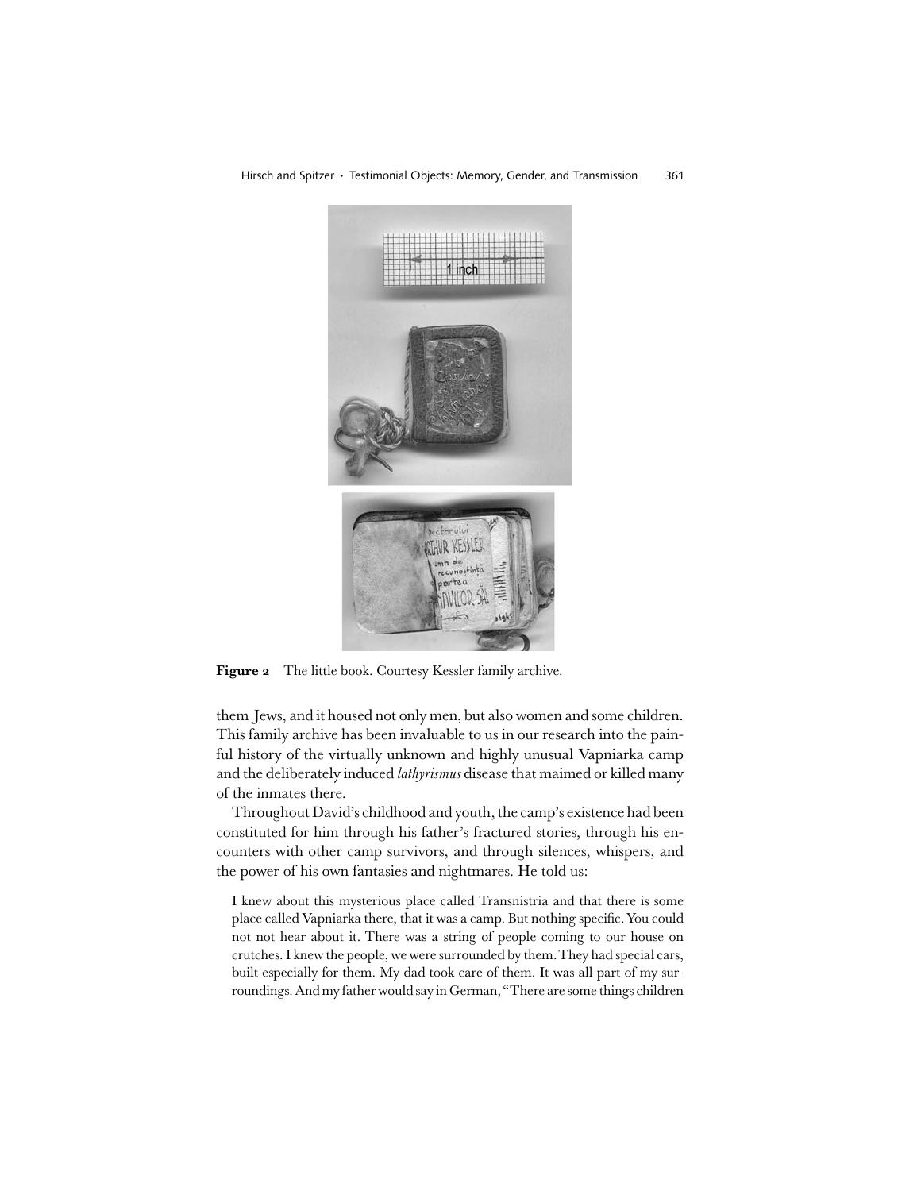**Figure 2** The little book. Courtesy Kessler family archive.

them Jews, and it housed not only men, but also women and some children. This family archive has been invaluable to us in our research into the painful history of the virtually unknown and highly unusual Vapniarka camp and the deliberately induced *lathyrismus* disease that maimed or killed many of the inmates there.

Throughout David's childhood and youth, the camp's existence had been constituted for him through his father's fractured stories, through his encounters with other camp survivors, and through silences, whispers, and the power of his own fantasies and nightmares. He told us:

> I knew about this mysterious place called Transnistria and that there is some place called Vapniarka there, that it was a camp. But nothing specific. You could not not hear about it. There was a string of people coming to our house on crutches. I knew the people, we were surrounded by them. They had special cars, built especially for them. My dad took care of them. It was all part of my surroundings. And my father would say in German, "There are some things children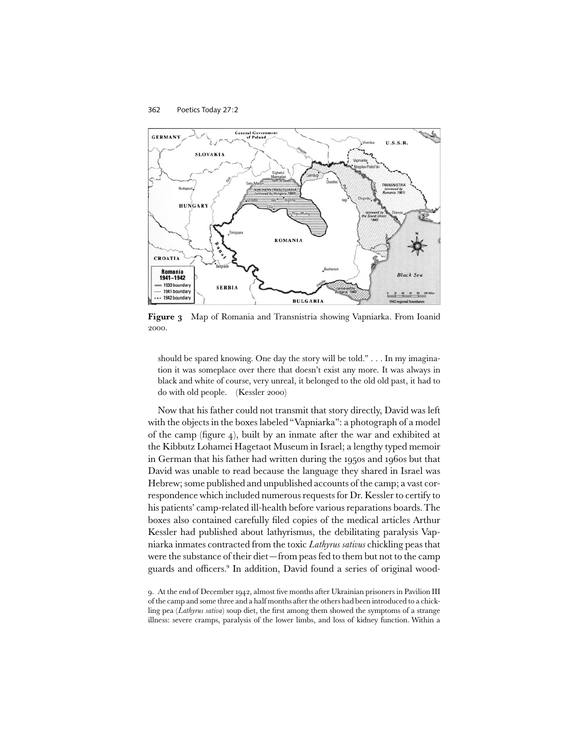**Figure 3** Map of Romania and Transnistria showing Vapniarka. From Ioanid 2000.

> should be spared knowing. One day the story will be told." . . . In my imagination it was someplace over there that doesn't exist any more. It was always in black and white of course, very unreal, it belonged to the old old past, it had to do with old people. (Kessler 2000)

Now that his father could not transmit that story directly, David was left with the objects in the boxes labeled "Vapniarka": a photograph of a model of the camp (figure 4), built by an inmate after the war and exhibited at the Kibbutz Lohamei Hagetaot Museum in Israel; a lengthy typed memoir in German that his father had written during the 1950s and 1960s but that David was unable to read because the language they shared in Israel was Hebrew; some published and unpublished accounts of the camp; a vast correspondence which included numerous requests for Dr. Kessler to certify to his patients' camp-related ill-health before various reparations boards. The boxes also contained carefully filed copies of the medical articles Arthur Kessler had published about lathyrismus, the debilitating paralysis Vapniarka inmates contracted from the toxic *Lathyrus sativus* chickling peas that were the substance of their diet—from peas fed to them but not to the camp guards and officers.[9] In addition, David found a series of original wood-

9. At the end of December 1942, almost five months after Ukrainian prisoners in Pavilion III of the camp and some three and a half months after the others had been introduced to a chickling pea (*Lathyrus sativa*) soup diet, the first among them showed the symptoms of a strange illness: severe cramps, paralysis of the lower limbs, and loss of kidney function. Within a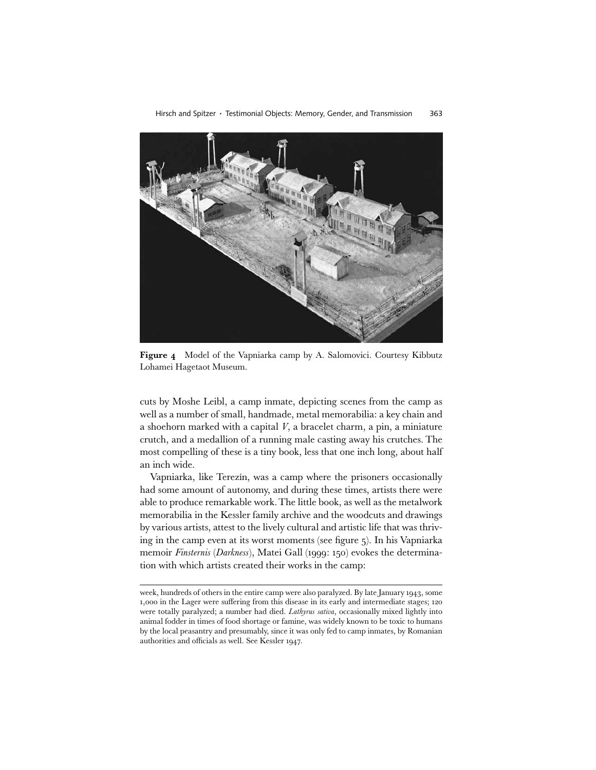**Figure 4** Model of the Vapniarka camp by A. Salomovici. Courtesy Kibbutz Lohamei Hagetaot Museum.

cuts by Moshe Leibl, a camp inmate, depicting scenes from the camp as well as a number of small, handmade, metal memorabilia: a key chain and a shoehorn marked with a capital *V*, a bracelet charm, a pin, a miniature crutch, and a medallion of a running male casting away his crutches. The most compelling of these is a tiny book, less that one inch long, about half an inch wide.

Vapniarka, like Terezín, was a camp where the prisoners occasionally had some amount of autonomy, and during these times, artists there were able to produce remarkable work. The little book, as well as the metalwork memorabilia in the Kessler family archive and the woodcuts and drawings by various artists, attest to the lively cultural and artistic life that was thriving in the camp even at its worst moments (see figure 5). In his Vapniarka memoir *Finsternis* (*Darkness*), Matei Gall (1999: 150) evokes the determination with which artists created their works in the camp:

---

week, hundreds of others in the entire camp were also paralyzed. By late January 1943, some 1,000 in the Lager were suffering from this disease in its early and intermediate stages; 120 were totally paralyzed; a number had died. *Lathyrus sativa*, occasionally mixed lightly into animal fodder in times of food shortage or famine, was widely known to be toxic to humans by the local peasantry and presumably, since it was only fed to camp inmates, by Romanian authorities and officials as well. See Kessler 1947.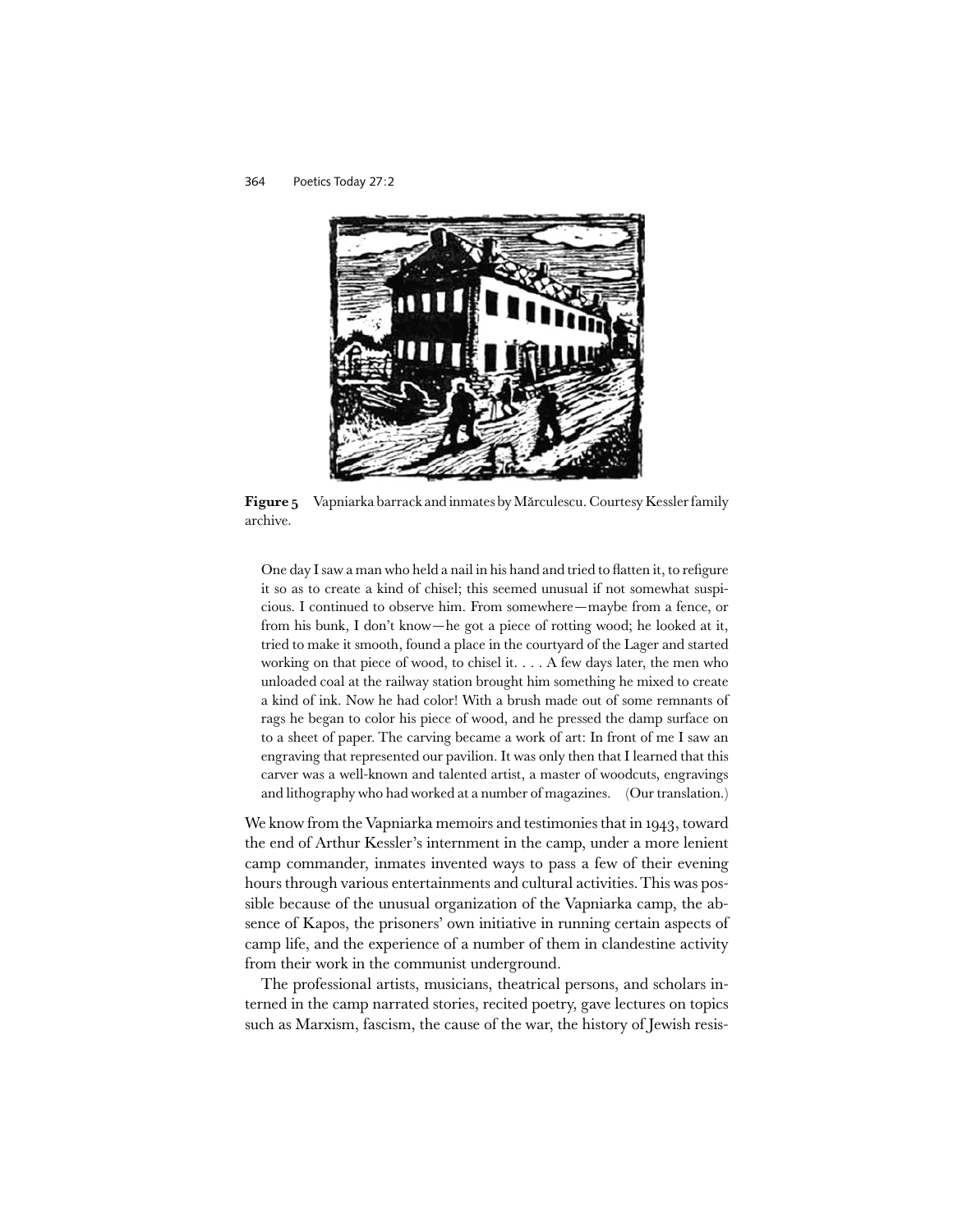**Figure 5** Vapniarka barrack and inmates by Mărculescu. Courtesy Kessler family archive.

> One day I saw a man who held a nail in his hand and tried to flatten it, to refigure it so as to create a kind of chisel; this seemed unusual if not somewhat suspicious. I continued to observe him. From somewhere—maybe from a fence, or from his bunk, I don't know—he got a piece of rotting wood; he looked at it, tried to make it smooth, found a place in the courtyard of the Lager and started working on that piece of wood, to chisel it. . . . A few days later, the men who unloaded coal at the railway station brought him something he mixed to create a kind of ink. Now he had color! With a brush made out of some remnants of rags he began to color his piece of wood, and he pressed the damp surface on to a sheet of paper. The carving became a work of art: In front of me I saw an engraving that represented our pavilion. It was only then that I learned that this carver was a well-known and talented artist, a master of woodcuts, engravings and lithography who had worked at a number of magazines. (Our translation.)

We know from the Vapniarka memoirs and testimonies that in 1943, toward the end of Arthur Kessler's internment in the camp, under a more lenient camp commander, inmates invented ways to pass a few of their evening hours through various entertainments and cultural activities. This was possible because of the unusual organization of the Vapniarka camp, the absence of Kapos, the prisoners' own initiative in running certain aspects of camp life, and the experience of a number of them in clandestine activity from their work in the communist underground.

The professional artists, musicians, theatrical persons, and scholars interned in the camp narrated stories, recited poetry, gave lectures on topics such as Marxism, fascism, the cause of the war, the history of Jewish resis-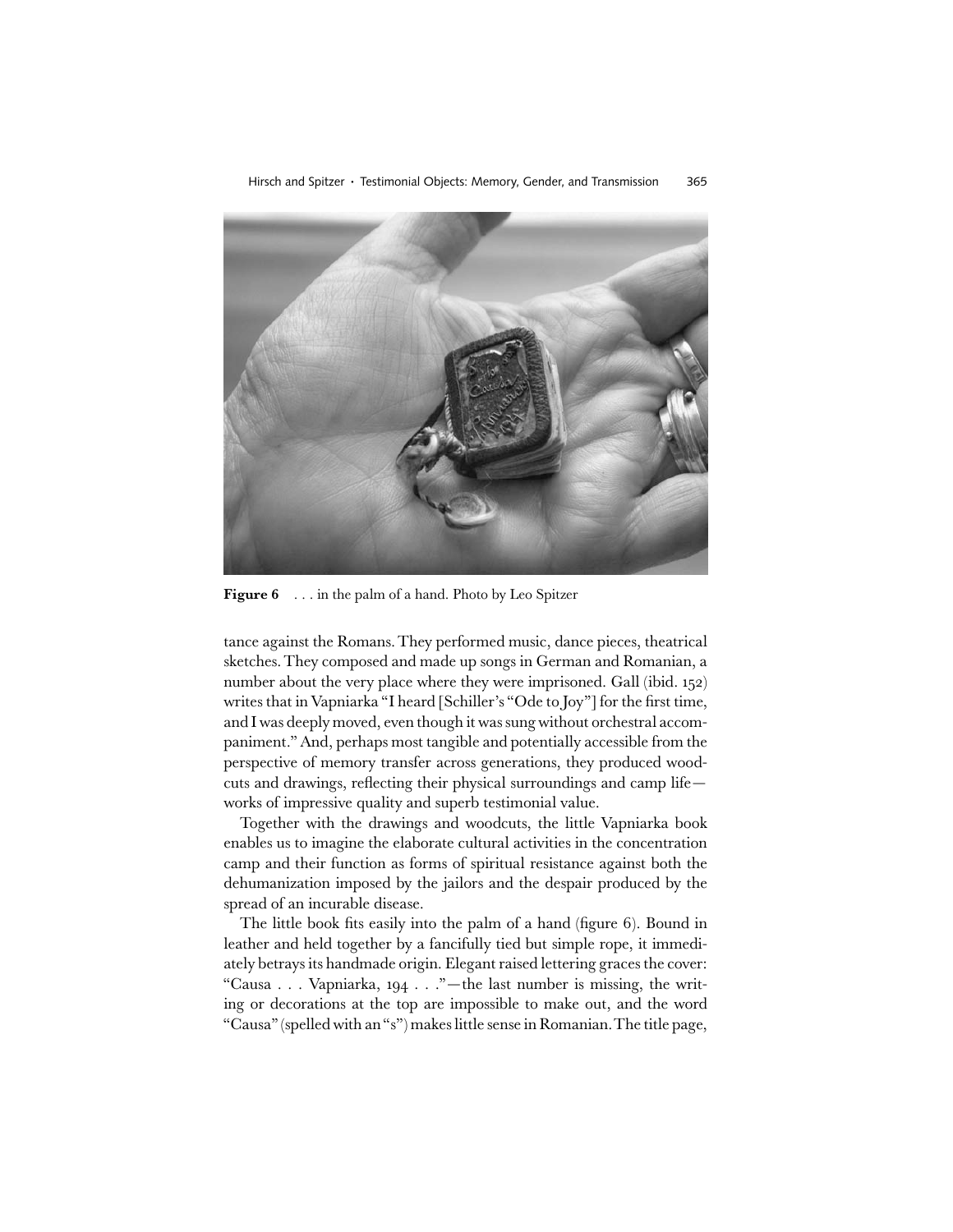**Figure 6** . . . in the palm of a hand. Photo by Leo Spitzer

tance against the Romans. They performed music, dance pieces, theatrical sketches. They composed and made up songs in German and Romanian, a number about the very place where they were imprisoned. Gall (ibid. 152) writes that in Vapniarka "I heard [Schiller's "Ode to Joy"] for the first time, and I was deeply moved, even though it was sung without orchestral accompaniment." And, perhaps most tangible and potentially accessible from the perspective of memory transfer across generations, they produced woodcuts and drawings, reflecting their physical surroundings and camp life—works of impressive quality and superb testimonial value.

Together with the drawings and woodcuts, the little Vapniarka book enables us to imagine the elaborate cultural activities in the concentration camp and their function as forms of spiritual resistance against both the dehumanization imposed by the jailors and the despair produced by the spread of an incurable disease.

The little book fits easily into the palm of a hand (figure 6). Bound in leather and held together by a fancifully tied but simple rope, it immediately betrays its handmade origin. Elegant raised lettering graces the cover: "Causa . . . Vapniarka, 194 . . ."—the last number is missing, the writing or decorations at the top are impossible to make out, and the word "Causa" (spelled with an "s") makes little sense in Romanian. The title page,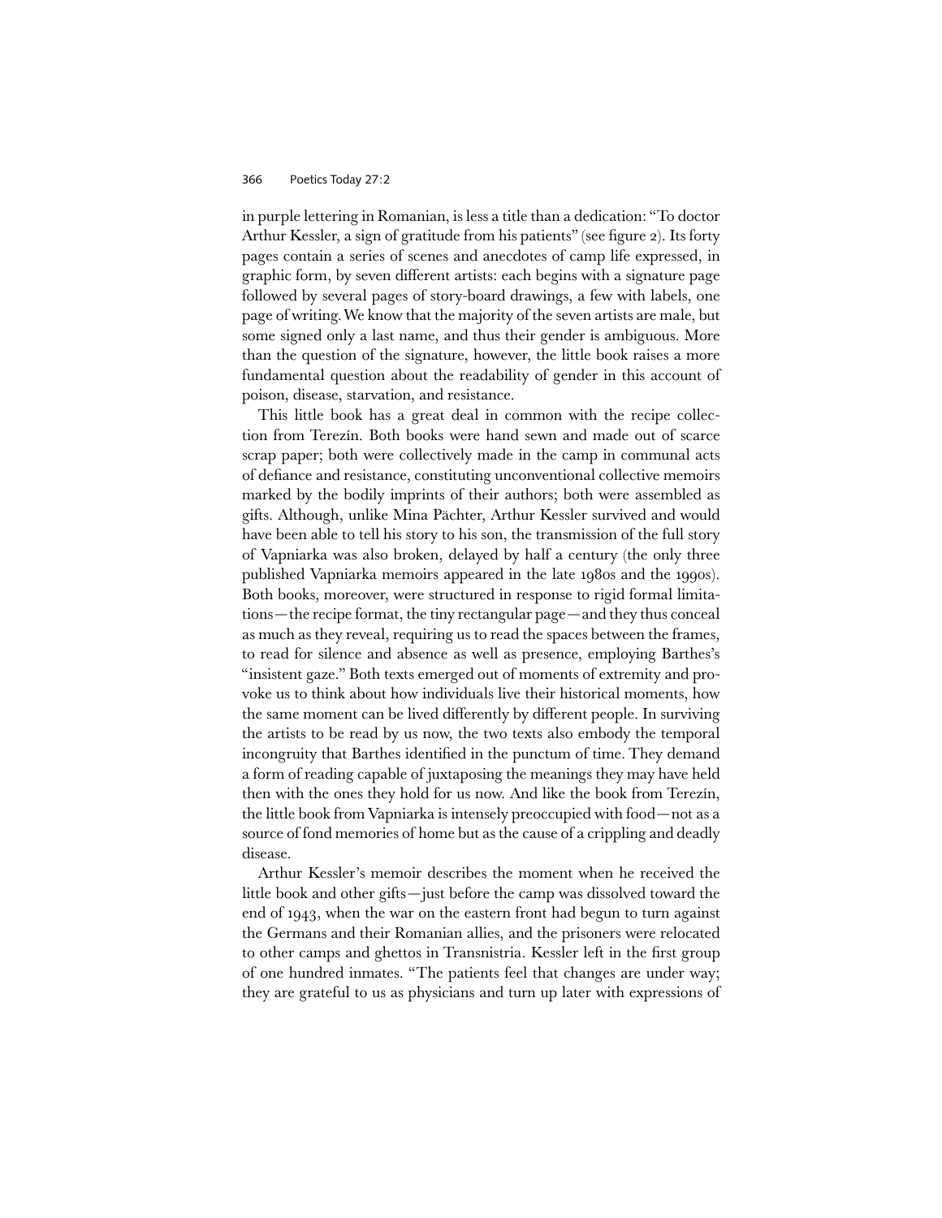in purple lettering in Romanian, is less a title than a dedication: "To doctor Arthur Kessler, a sign of gratitude from his patients" (see figure 2). Its forty pages contain a series of scenes and anecdotes of camp life expressed, in graphic form, by seven different artists: each begins with a signature page followed by several pages of story-board drawings, a few with labels, one page of writing. We know that the majority of the seven artists are male, but some signed only a last name, and thus their gender is ambiguous. More than the question of the signature, however, the little book raises a more fundamental question about the readability of gender in this account of poison, disease, starvation, and resistance.

This little book has a great deal in common with the recipe collection from Terezín. Both books were hand sewn and made out of scarce scrap paper; both were collectively made in the camp in communal acts of defiance and resistance, constituting unconventional collective memoirs marked by the bodily imprints of their authors; both were assembled as gifts. Although, unlike Mina Pächter, Arthur Kessler survived and would have been able to tell his story to his son, the transmission of the full story of Vapniarka was also broken, delayed by half a century (the only three published Vapniarka memoirs appeared in the late 1980s and the 1990s). Both books, moreover, were structured in response to rigid formal limitations—the recipe format, the tiny rectangular page—and they thus conceal as much as they reveal, requiring us to read the spaces between the frames, to read for silence and absence as well as presence, employing Barthes's "insistent gaze." Both texts emerged out of moments of extremity and provoke us to think about how individuals live their historical moments, how the same moment can be lived differently by different people. In surviving the artists to be read by us now, the two texts also embody the temporal incongruity that Barthes identified in the punctum of time. They demand a form of reading capable of juxtaposing the meanings they may have held then with the ones they hold for us now. And like the book from Terezín, the little book from Vapniarka is intensely preoccupied with food—not as a source of fond memories of home but as the cause of a crippling and deadly disease.

Arthur Kessler's memoir describes the moment when he received the little book and other gifts—just before the camp was dissolved toward the end of 1943, when the war on the eastern front had begun to turn against the Germans and their Romanian allies, and the prisoners were relocated to other camps and ghettos in Transnistria. Kessler left in the first group of one hundred inmates. "The patients feel that changes are under way; they are grateful to us as physicians and turn up later with expressions of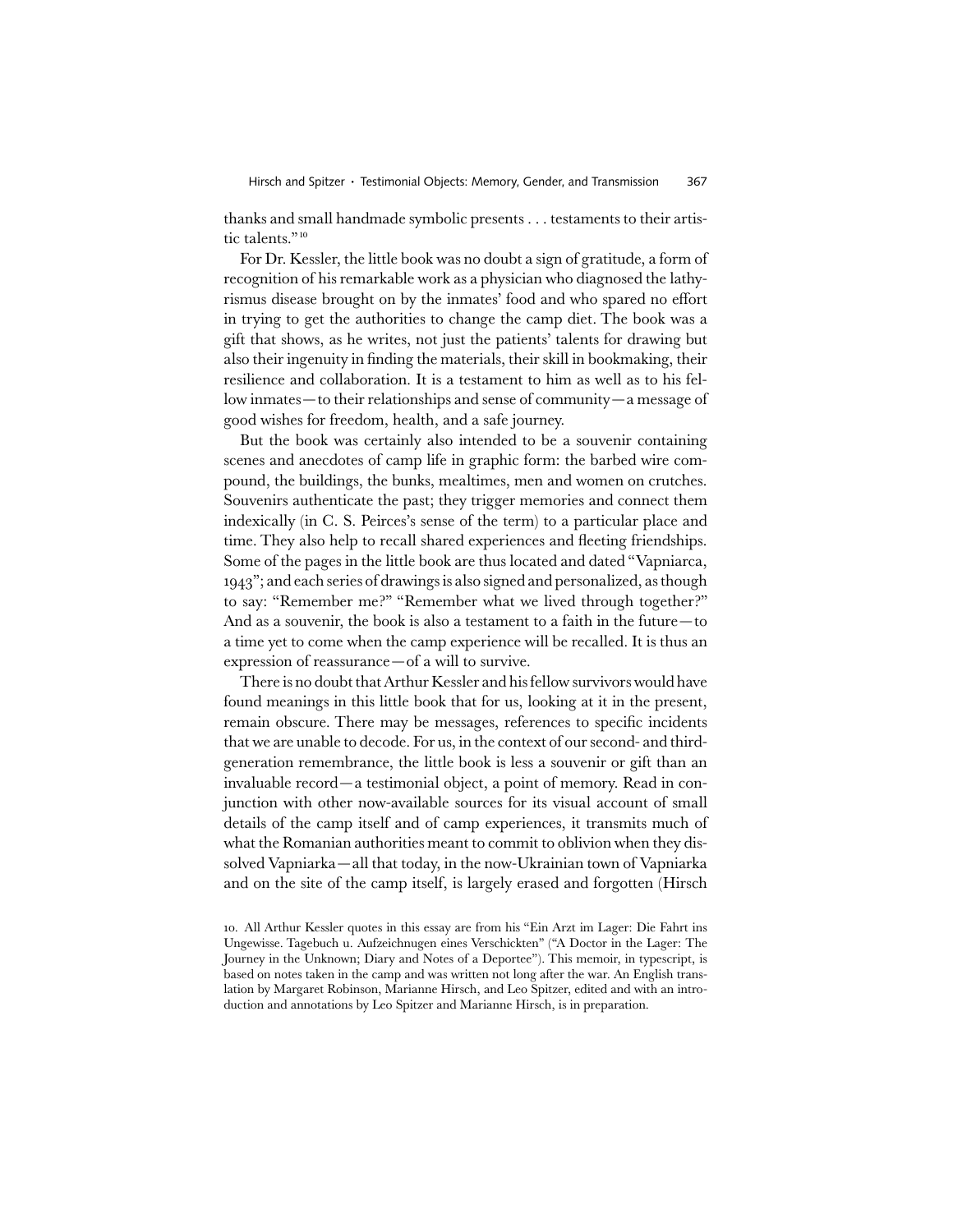thanks and small handmade symbolic presents . . . testaments to their artistic talents."[10]

For Dr. Kessler, the little book was no doubt a sign of gratitude, a form of recognition of his remarkable work as a physician who diagnosed the lathyrismus disease brought on by the inmates' food and who spared no effort in trying to get the authorities to change the camp diet. The book was a gift that shows, as he writes, not just the patients' talents for drawing but also their ingenuity in finding the materials, their skill in bookmaking, their resilience and collaboration. It is a testament to him as well as to his fellow inmates—to their relationships and sense of community—a message of good wishes for freedom, health, and a safe journey.

But the book was certainly also intended to be a souvenir containing scenes and anecdotes of camp life in graphic form: the barbed wire compound, the buildings, the bunks, mealtimes, men and women on crutches. Souvenirs authenticate the past; they trigger memories and connect them indexically (in C. S. Peirces's sense of the term) to a particular place and time. They also help to recall shared experiences and fleeting friendships. Some of the pages in the little book are thus located and dated "Vapniarca, 1943"; and each series of drawings is also signed and personalized, as though to say: "Remember me?" "Remember what we lived through together?" And as a souvenir, the book is also a testament to a faith in the future—to a time yet to come when the camp experience will be recalled. It is thus an expression of reassurance—of a will to survive.

There is no doubt that Arthur Kessler and his fellow survivors would have found meanings in this little book that for us, looking at it in the present, remain obscure. There may be messages, references to specific incidents that we are unable to decode. For us, in the context of our second- and third-generation remembrance, the little book is less a souvenir or gift than an invaluable record—a testimonial object, a point of memory. Read in conjunction with other now-available sources for its visual account of small details of the camp itself and of camp experiences, it transmits much of what the Romanian authorities meant to commit to oblivion when they dissolved Vapniarka—all that today, in the now-Ukrainian town of Vapniarka and on the site of the camp itself, is largely erased and forgotten (Hirsch

10. All Arthur Kessler quotes in this essay are from his "Ein Arzt im Lager: Die Fahrt ins Ungewisse. Tagebuch u. Aufzeichnugen eines Verschickten" ("A Doctor in the Lager: The Journey in the Unknown; Diary and Notes of a Deportee"). This memoir, in typescript, is based on notes taken in the camp and was written not long after the war. An English translation by Margaret Robinson, Marianne Hirsch, and Leo Spitzer, edited and with an introduction and annotations by Leo Spitzer and Marianne Hirsch, is in preparation.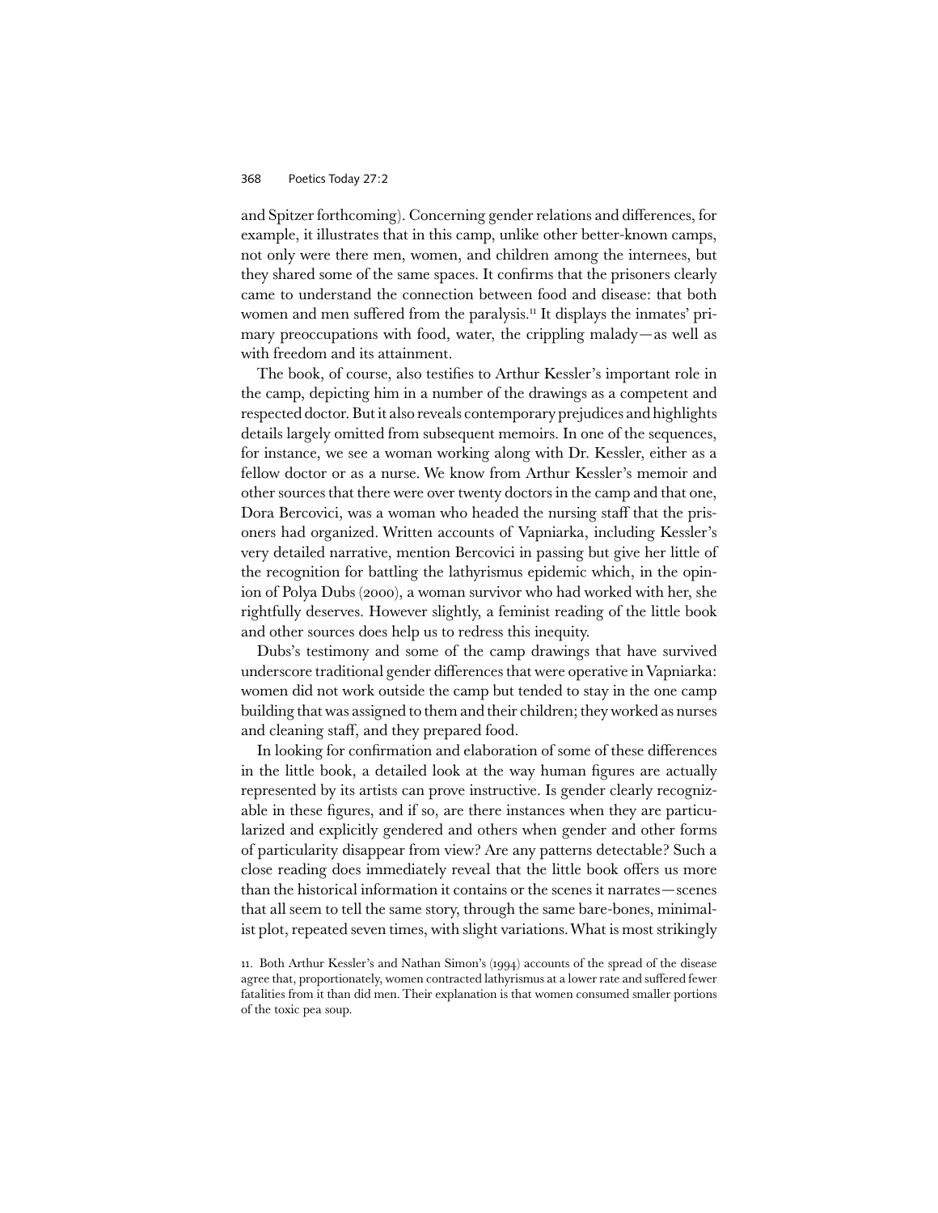and Spitzer forthcoming). Concerning gender relations and differences, for example, it illustrates that in this camp, unlike other better-known camps, not only were there men, women, and children among the internees, but they shared some of the same spaces. It confirms that the prisoners clearly came to understand the connection between food and disease: that both women and men suffered from the paralysis.[11] It displays the inmates' primary preoccupations with food, water, the crippling malady—as well as with freedom and its attainment.

The book, of course, also testifies to Arthur Kessler's important role in the camp, depicting him in a number of the drawings as a competent and respected doctor. But it also reveals contemporary prejudices and highlights details largely omitted from subsequent memoirs. In one of the sequences, for instance, we see a woman working along with Dr. Kessler, either as a fellow doctor or as a nurse. We know from Arthur Kessler's memoir and other sources that there were over twenty doctors in the camp and that one, Dora Bercovici, was a woman who headed the nursing staff that the prisoners had organized. Written accounts of Vapniarka, including Kessler's very detailed narrative, mention Bercovici in passing but give her little of the recognition for battling the lathyrismus epidemic which, in the opinion of Polya Dubs (2000), a woman survivor who had worked with her, she rightfully deserves. However slightly, a feminist reading of the little book and other sources does help us to redress this inequity.

Dubs's testimony and some of the camp drawings that have survived underscore traditional gender differences that were operative in Vapniarka: women did not work outside the camp but tended to stay in the one camp building that was assigned to them and their children; they worked as nurses and cleaning staff, and they prepared food.

In looking for confirmation and elaboration of some of these differences in the little book, a detailed look at the way human figures are actually represented by its artists can prove instructive. Is gender clearly recognizable in these figures, and if so, are there instances when they are particularized and explicitly gendered and others when gender and other forms of particularity disappear from view? Are any patterns detectable? Such a close reading does immediately reveal that the little book offers us more than the historical information it contains or the scenes it narrates—scenes that all seem to tell the same story, through the same bare-bones, minimalist plot, repeated seven times, with slight variations. What is most strikingly

11. Both Arthur Kessler's and Nathan Simon's (1994) accounts of the spread of the disease agree that, proportionately, women contracted lathyrismus at a lower rate and suffered fewer fatalities from it than did men. Their explanation is that women consumed smaller portions of the toxic pea soup.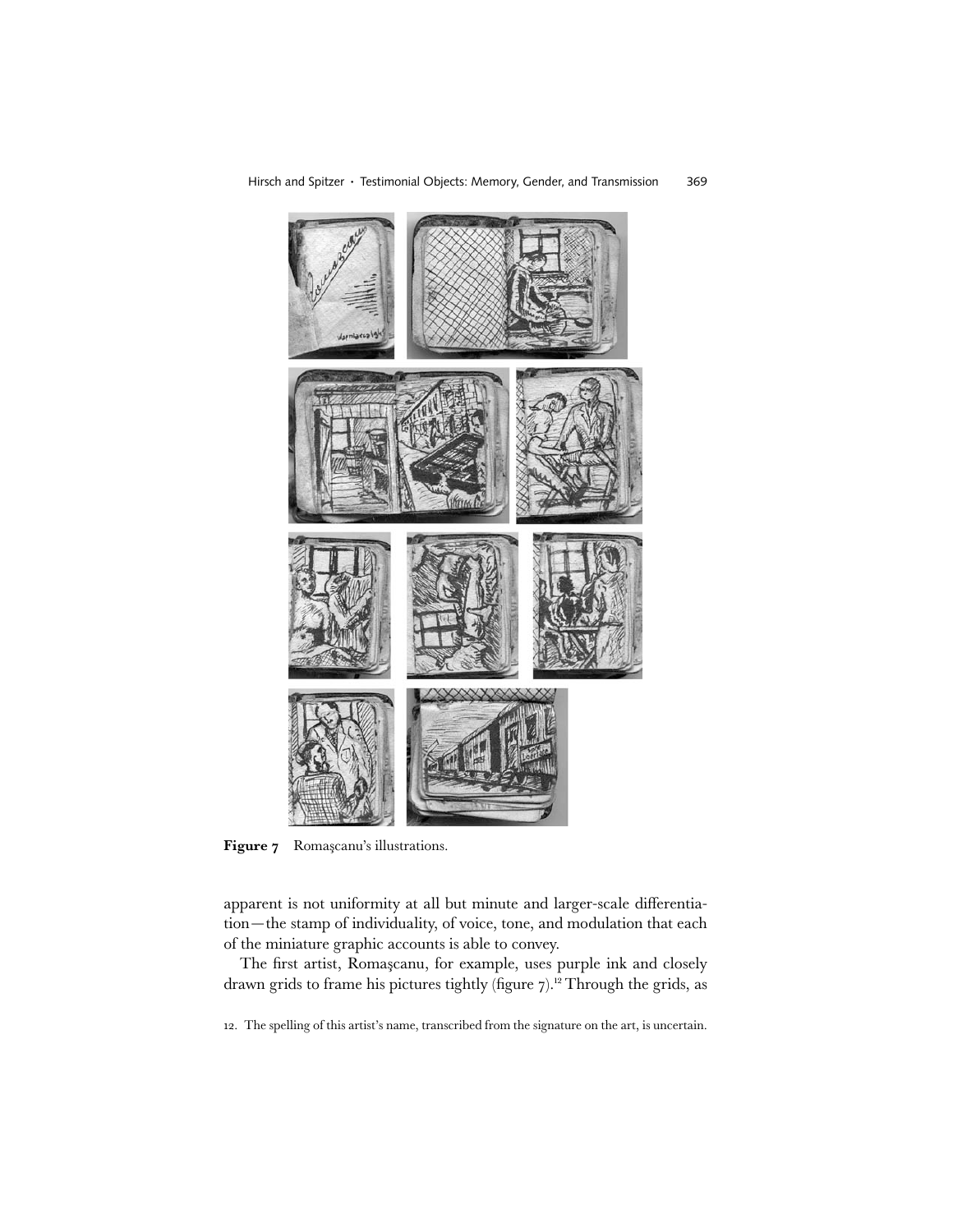**Figure 7** Romaşcanu's illustrations.

apparent is not uniformity at all but minute and larger-scale differentiation—the stamp of individuality, of voice, tone, and modulation that each of the miniature graphic accounts is able to convey.

The first artist, Romaşcanu, for example, uses purple ink and closely drawn grids to frame his pictures tightly (figure 7).[12] Through the grids, as

12. The spelling of this artist's name, transcribed from the signature on the art, is uncertain.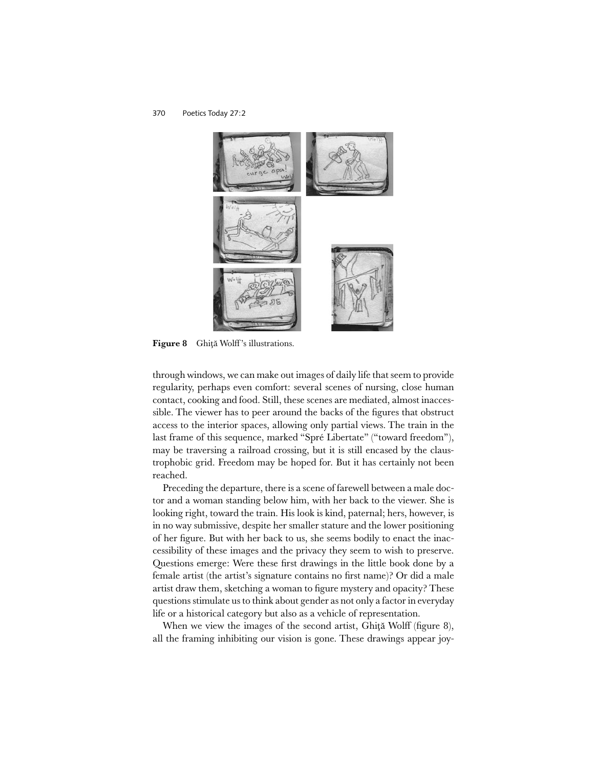Figure 8 Ghiţă Wolff's illustrations.

through windows, we can make out images of daily life that seem to provide regularity, perhaps even comfort: several scenes of nursing, close human contact, cooking and food. Still, these scenes are mediated, almost inaccessible. The viewer has to peer around the backs of the figures that obstruct access to the interior spaces, allowing only partial views. The train in the last frame of this sequence, marked "Spré Libertate" ("toward freedom"), may be traversing a railroad crossing, but it is still encased by the claustrophobic grid. Freedom may be hoped for. But it has certainly not been reached.

Preceding the departure, there is a scene of farewell between a male doctor and a woman standing below him, with her back to the viewer. She is looking right, toward the train. His look is kind, paternal; hers, however, is in no way submissive, despite her smaller stature and the lower positioning of her figure. But with her back to us, she seems bodily to enact the inaccessibility of these images and the privacy they seem to wish to preserve. Questions emerge: Were these first drawings in the little book done by a female artist (the artist's signature contains no first name)? Or did a male artist draw them, sketching a woman to figure mystery and opacity? These questions stimulate us to think about gender as not only a factor in everyday life or a historical category but also as a vehicle of representation.

When we view the images of the second artist, Ghiţă Wolff (figure 8), all the framing inhibiting our vision is gone. These drawings appear joy-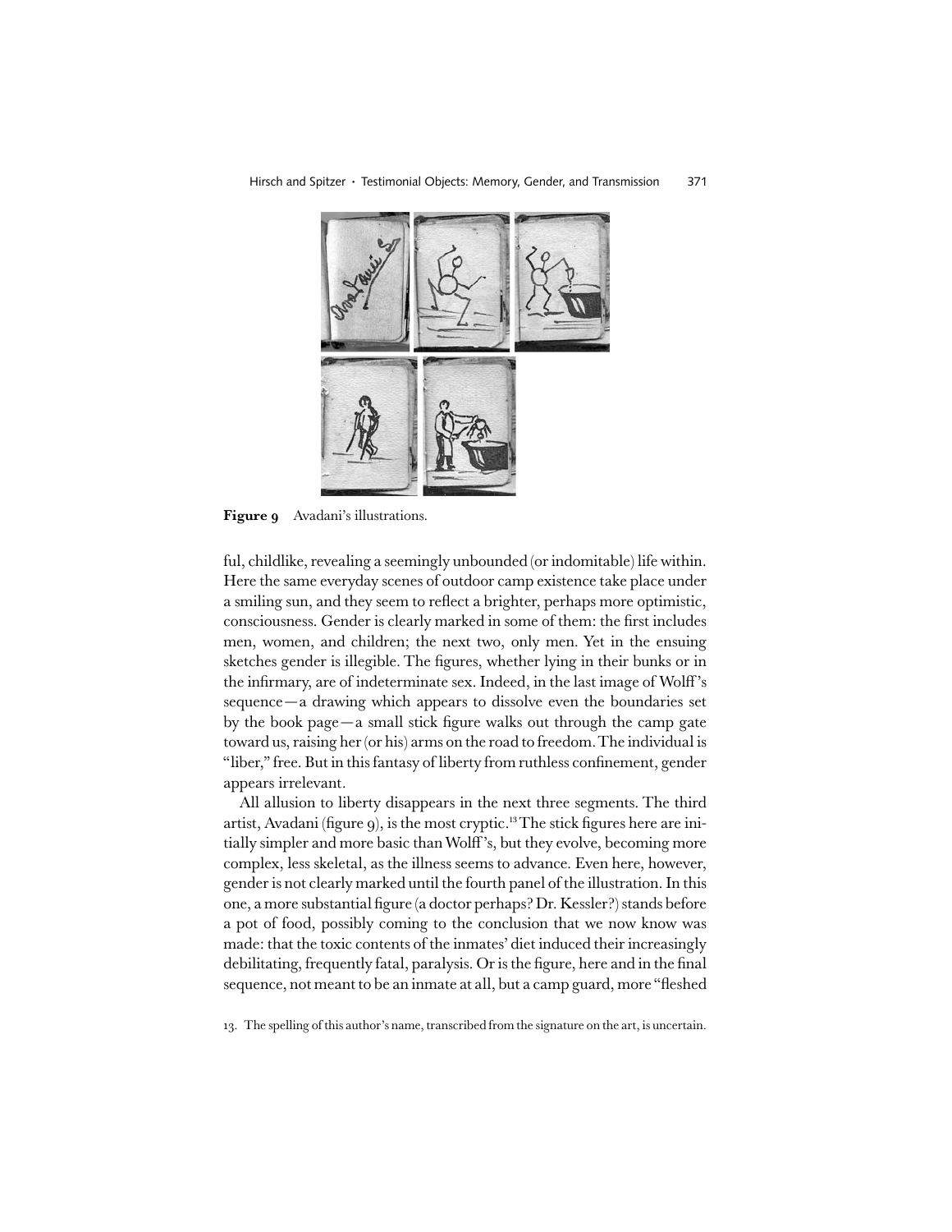**Figure 9** Avadani's illustrations.

ful, childlike, revealing a seemingly unbounded (or indomitable) life within. Here the same everyday scenes of outdoor camp existence take place under a smiling sun, and they seem to reflect a brighter, perhaps more optimistic, consciousness. Gender is clearly marked in some of them: the first includes men, women, and children; the next two, only men. Yet in the ensuing sketches gender is illegible. The figures, whether lying in their bunks or in the infirmary, are of indeterminate sex. Indeed, in the last image of Wolff's sequence—a drawing which appears to dissolve even the boundaries set by the book page—a small stick figure walks out through the camp gate toward us, raising her (or his) arms on the road to freedom. The individual is "liber," free. But in this fantasy of liberty from ruthless confinement, gender appears irrelevant.

All allusion to liberty disappears in the next three segments. The third artist, Avadani (figure 9), is the most cryptic.[13] The stick figures here are initially simpler and more basic than Wolff's, but they evolve, becoming more complex, less skeletal, as the illness seems to advance. Even here, however, gender is not clearly marked until the fourth panel of the illustration. In this one, a more substantial figure (a doctor perhaps? Dr. Kessler?) stands before a pot of food, possibly coming to the conclusion that we now know was made: that the toxic contents of the inmates' diet induced their increasingly debilitating, frequently fatal, paralysis. Or is the figure, here and in the final sequence, not meant to be an inmate at all, but a camp guard, more "fleshed

13. The spelling of this author's name, transcribed from the signature on the art, is uncertain.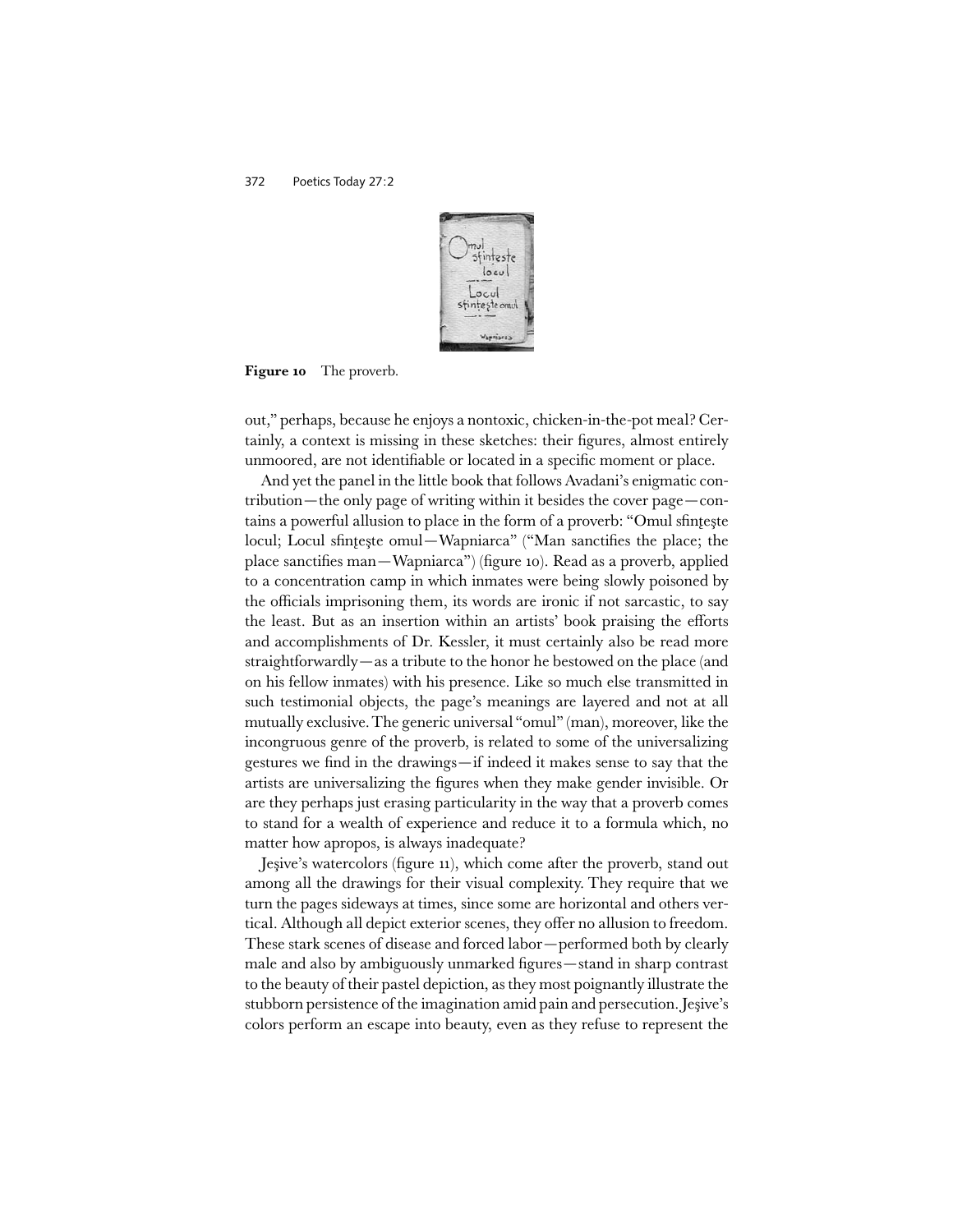**Figure 10** The proverb.

out," perhaps, because he enjoys a nontoxic, chicken-in-the-pot meal? Certainly, a context is missing in these sketches: their figures, almost entirely unmoored, are not identifiable or located in a specific moment or place.

And yet the panel in the little book that follows Avadani's enigmatic contribution—the only page of writing within it besides the cover page—contains a powerful allusion to place in the form of a proverb: "Omul sfinţeşte locul; Locul sfinţeşte omul—Wapniarca" ("Man sanctifies the place; the place sanctifies man—Wapniarca") (figure 10). Read as a proverb, applied to a concentration camp in which inmates were being slowly poisoned by the officials imprisoning them, its words are ironic if not sarcastic, to say the least. But as an insertion within an artists' book praising the efforts and accomplishments of Dr. Kessler, it must certainly also be read more straightforwardly—as a tribute to the honor he bestowed on the place (and on his fellow inmates) with his presence. Like so much else transmitted in such testimonial objects, the page's meanings are layered and not at all mutually exclusive. The generic universal "omul" (man), moreover, like the incongruous genre of the proverb, is related to some of the universalizing gestures we find in the drawings—if indeed it makes sense to say that the artists are universalizing the figures when they make gender invisible. Or are they perhaps just erasing particularity in the way that a proverb comes to stand for a wealth of experience and reduce it to a formula which, no matter how apropos, is always inadequate?

Jeşive's watercolors (figure 11), which come after the proverb, stand out among all the drawings for their visual complexity. They require that we turn the pages sideways at times, since some are horizontal and others vertical. Although all depict exterior scenes, they offer no allusion to freedom. These stark scenes of disease and forced labor—performed both by clearly male and also by ambiguously unmarked figures—stand in sharp contrast to the beauty of their pastel depiction, as they most poignantly illustrate the stubborn persistence of the imagination amid pain and persecution. Jeşive's colors perform an escape into beauty, even as they refuse to represent the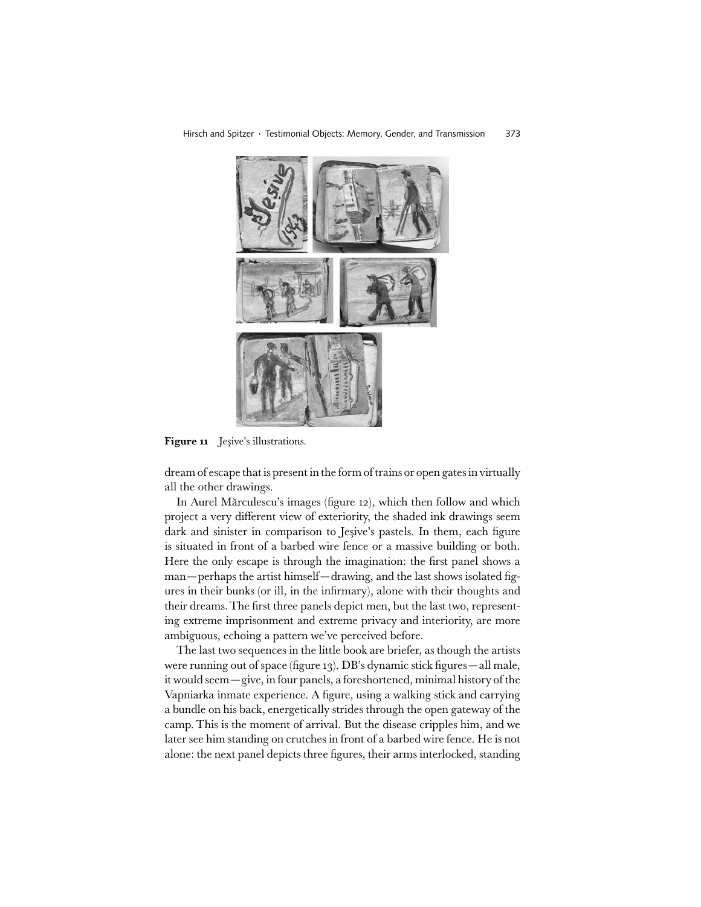**Figure 11** Jeşive's illustrations.

dream of escape that is present in the form of trains or open gates in virtually all the other drawings.

In Aurel Mărculescu's images (figure 12), which then follow and which project a very different view of exteriority, the shaded ink drawings seem dark and sinister in comparison to Jeşive's pastels. In them, each figure is situated in front of a barbed wire fence or a massive building or both. Here the only escape is through the imagination: the first panel shows a man—perhaps the artist himself—drawing, and the last shows isolated figures in their bunks (or ill, in the infirmary), alone with their thoughts and their dreams. The first three panels depict men, but the last two, representing extreme imprisonment and extreme privacy and interiority, are more ambiguous, echoing a pattern we've perceived before.

The last two sequences in the little book are briefer, as though the artists were running out of space (figure 13). DB's dynamic stick figures—all male, it would seem—give, in four panels, a foreshortened, minimal history of the Vapniarka inmate experience. A figure, using a walking stick and carrying a bundle on his back, energetically strides through the open gateway of the camp. This is the moment of arrival. But the disease cripples him, and we later see him standing on crutches in front of a barbed wire fence. He is not alone: the next panel depicts three figures, their arms interlocked, standing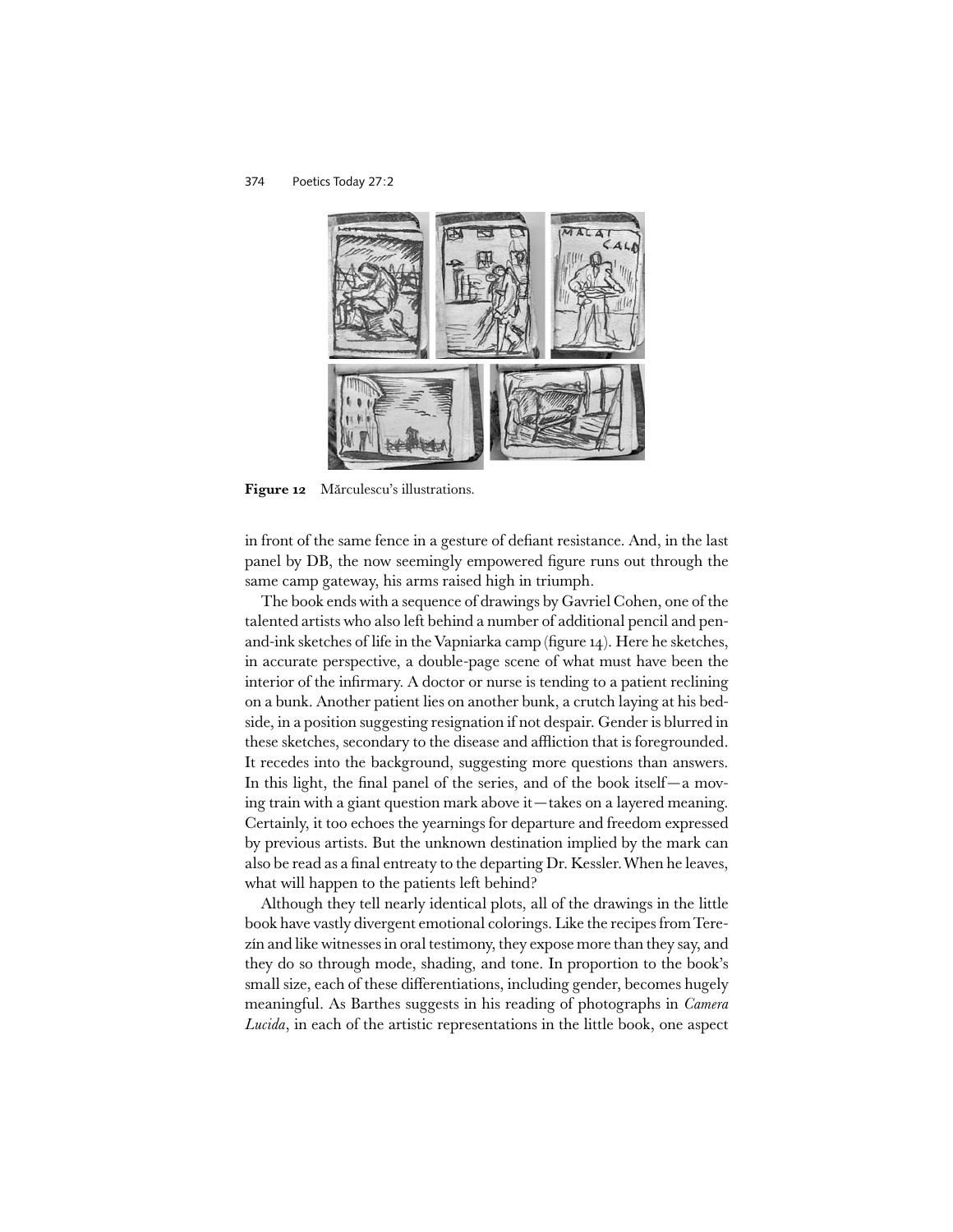Figure 12 Mărculescu's illustrations.

in front of the same fence in a gesture of defiant resistance. And, in the last panel by DB, the now seemingly empowered figure runs out through the same camp gateway, his arms raised high in triumph.

The book ends with a sequence of drawings by Gavriel Cohen, one of the talented artists who also left behind a number of additional pencil and pen-and-ink sketches of life in the Vapniarka camp (figure 14). Here he sketches, in accurate perspective, a double-page scene of what must have been the interior of the infirmary. A doctor or nurse is tending to a patient reclining on a bunk. Another patient lies on another bunk, a crutch laying at his bedside, in a position suggesting resignation if not despair. Gender is blurred in these sketches, secondary to the disease and affliction that is foregrounded. It recedes into the background, suggesting more questions than answers. In this light, the final panel of the series, and of the book itself—a moving train with a giant question mark above it—takes on a layered meaning. Certainly, it too echoes the yearnings for departure and freedom expressed by previous artists. But the unknown destination implied by the mark can also be read as a final entreaty to the departing Dr. Kessler. When he leaves, what will happen to the patients left behind?

Although they tell nearly identical plots, all of the drawings in the little book have vastly divergent emotional colorings. Like the recipes from Terezín and like witnesses in oral testimony, they expose more than they say, and they do so through mode, shading, and tone. In proportion to the book's small size, each of these differentiations, including gender, becomes hugely meaningful. As Barthes suggests in his reading of photographs in *Camera Lucida*, in each of the artistic representations in the little book, one aspect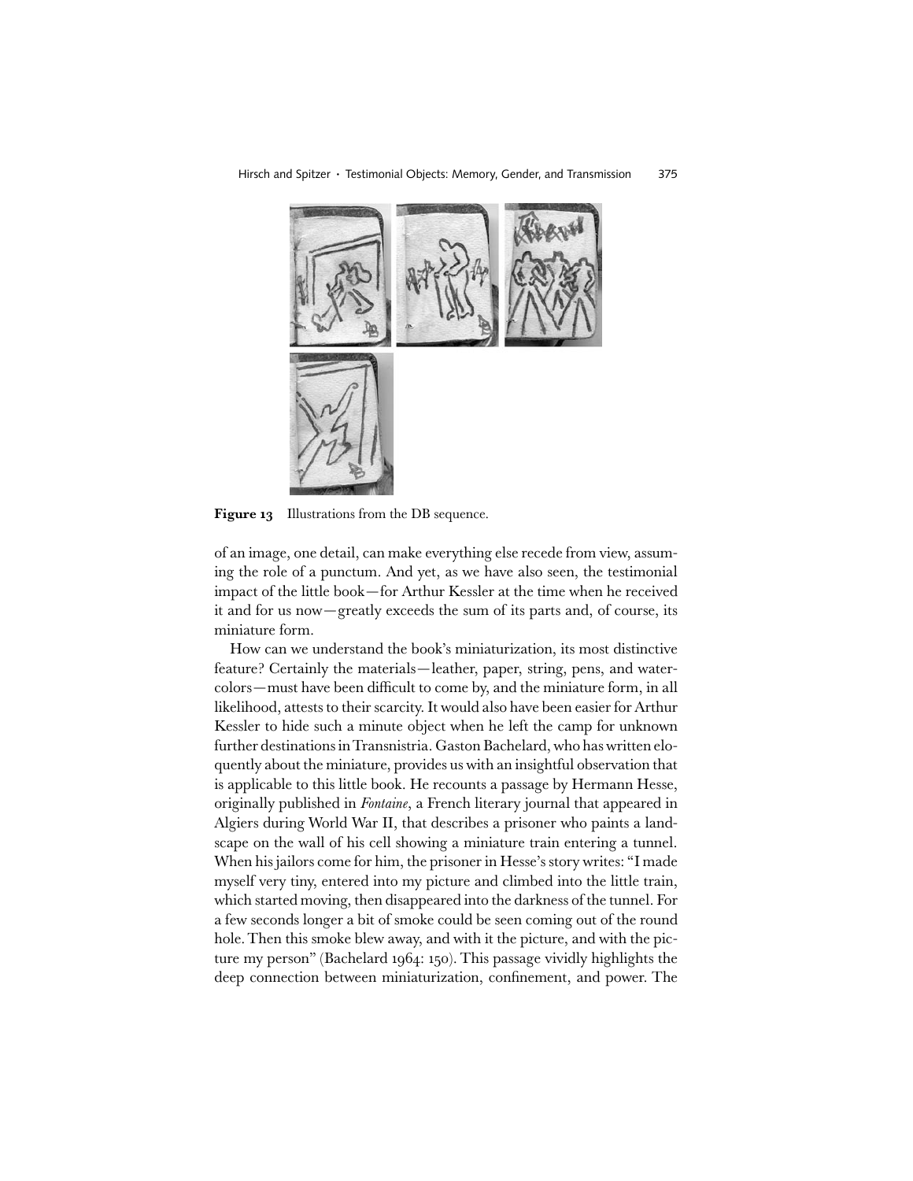**Figure 13** Illustrations from the DB sequence.

of an image, one detail, can make everything else recede from view, assuming the role of a punctum. And yet, as we have also seen, the testimonial impact of the little book—for Arthur Kessler at the time when he received it and for us now—greatly exceeds the sum of its parts and, of course, its miniature form.

How can we understand the book's miniaturization, its most distinctive feature? Certainly the materials—leather, paper, string, pens, and watercolors—must have been difficult to come by, and the miniature form, in all likelihood, attests to their scarcity. It would also have been easier for Arthur Kessler to hide such a minute object when he left the camp for unknown further destinations in Transnistria. Gaston Bachelard, who has written eloquently about the miniature, provides us with an insightful observation that is applicable to this little book. He recounts a passage by Hermann Hesse, originally published in *Fontaine*, a French literary journal that appeared in Algiers during World War II, that describes a prisoner who paints a landscape on the wall of his cell showing a miniature train entering a tunnel. When his jailors come for him, the prisoner in Hesse's story writes: "I made myself very tiny, entered into my picture and climbed into the little train, which started moving, then disappeared into the darkness of the tunnel. For a few seconds longer a bit of smoke could be seen coming out of the round hole. Then this smoke blew away, and with it the picture, and with the picture my person" (Bachelard 1964: 150). This passage vividly highlights the deep connection between miniaturization, confinement, and power. The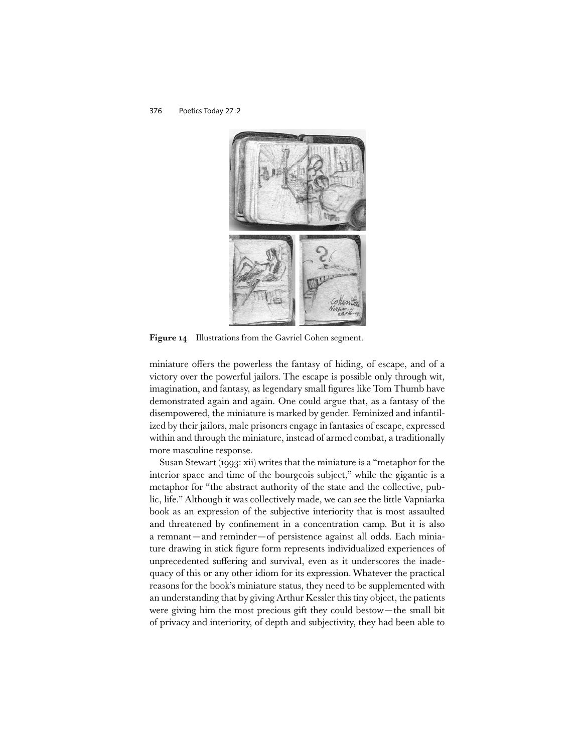Figure 14  Illustrations from the Gavriel Cohen segment.

miniature offers the powerless the fantasy of hiding, of escape, and of a victory over the powerful jailors. The escape is possible only through wit, imagination, and fantasy, as legendary small figures like Tom Thumb have demonstrated again and again. One could argue that, as a fantasy of the disempowered, the miniature is marked by gender. Feminized and infantilized by their jailors, male prisoners engage in fantasies of escape, expressed within and through the miniature, instead of armed combat, a traditionally more masculine response.

Susan Stewart (1993: xii) writes that the miniature is a "metaphor for the interior space and time of the bourgeois subject," while the gigantic is a metaphor for "the abstract authority of the state and the collective, public, life." Although it was collectively made, we can see the little Vapniarka book as an expression of the subjective interiority that is most assaulted and threatened by confinement in a concentration camp. But it is also a remnant—and reminder—of persistence against all odds. Each miniature drawing in stick figure form represents individualized experiences of unprecedented suffering and survival, even as it underscores the inadequacy of this or any other idiom for its expression. Whatever the practical reasons for the book's miniature status, they need to be supplemented with an understanding that by giving Arthur Kessler this tiny object, the patients were giving him the most precious gift they could bestow—the small bit of privacy and interiority, of depth and subjectivity, they had been able to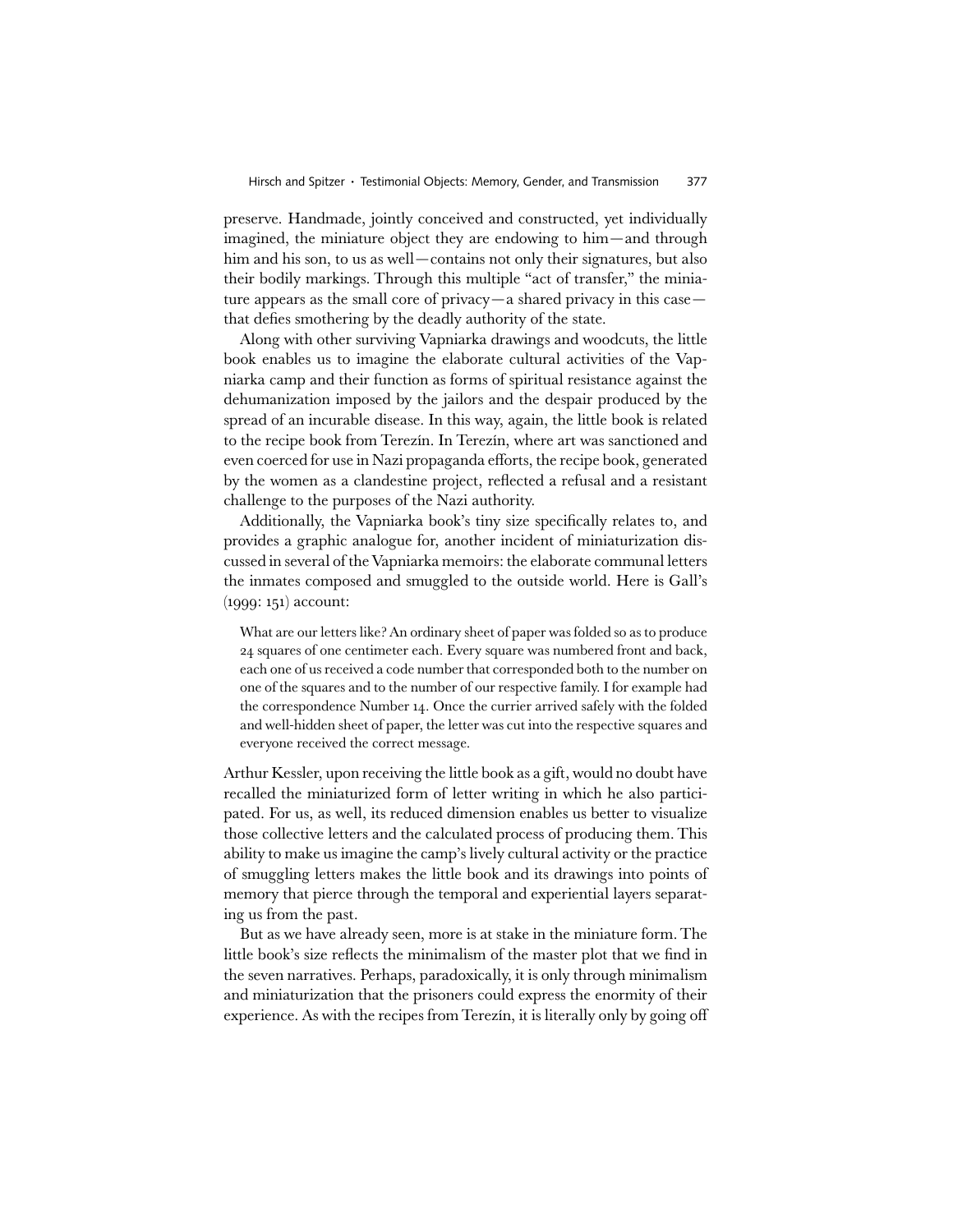preserve. Handmade, jointly conceived and constructed, yet individually imagined, the miniature object they are endowing to him—and through him and his son, to us as well—contains not only their signatures, but also their bodily markings. Through this multiple "act of transfer," the miniature appears as the small core of privacy—a shared privacy in this case—that defies smothering by the deadly authority of the state.

Along with other surviving Vapniarka drawings and woodcuts, the little book enables us to imagine the elaborate cultural activities of the Vapniarka camp and their function as forms of spiritual resistance against the dehumanization imposed by the jailors and the despair produced by the spread of an incurable disease. In this way, again, the little book is related to the recipe book from Terezín. In Terezín, where art was sanctioned and even coerced for use in Nazi propaganda efforts, the recipe book, generated by the women as a clandestine project, reflected a refusal and a resistant challenge to the purposes of the Nazi authority.

Additionally, the Vapniarka book's tiny size specifically relates to, and provides a graphic analogue for, another incident of miniaturization discussed in several of the Vapniarka memoirs: the elaborate communal letters the inmates composed and smuggled to the outside world. Here is Gall's (1999: 151) account:

> What are our letters like? An ordinary sheet of paper was folded so as to produce 24 squares of one centimeter each. Every square was numbered front and back, each one of us received a code number that corresponded both to the number on one of the squares and to the number of our respective family. I for example had the correspondence Number 14. Once the currier arrived safely with the folded and well-hidden sheet of paper, the letter was cut into the respective squares and everyone received the correct message.

Arthur Kessler, upon receiving the little book as a gift, would no doubt have recalled the miniaturized form of letter writing in which he also participated. For us, as well, its reduced dimension enables us better to visualize those collective letters and the calculated process of producing them. This ability to make us imagine the camp's lively cultural activity or the practice of smuggling letters makes the little book and its drawings into points of memory that pierce through the temporal and experiential layers separating us from the past.

But as we have already seen, more is at stake in the miniature form. The little book's size reflects the minimalism of the master plot that we find in the seven narratives. Perhaps, paradoxically, it is only through minimalism and miniaturization that the prisoners could express the enormity of their experience. As with the recipes from Terezín, it is literally only by going off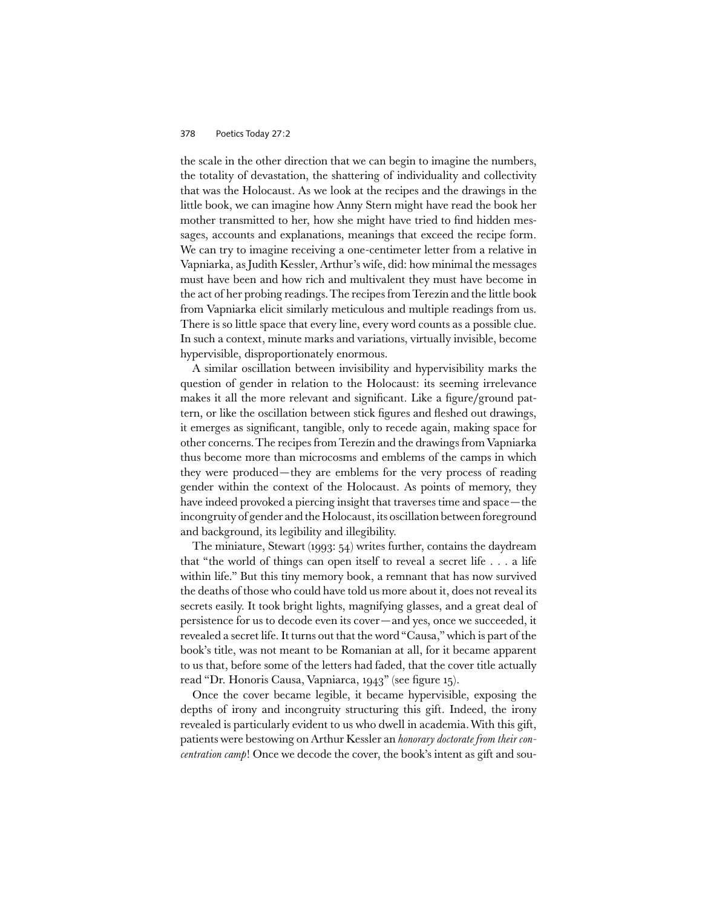the scale in the other direction that we can begin to imagine the numbers, the totality of devastation, the shattering of individuality and collectivity that was the Holocaust. As we look at the recipes and the drawings in the little book, we can imagine how Anny Stern might have read the book her mother transmitted to her, how she might have tried to find hidden messages, accounts and explanations, meanings that exceed the recipe form. We can try to imagine receiving a one-centimeter letter from a relative in Vapniarka, as Judith Kessler, Arthur's wife, did: how minimal the messages must have been and how rich and multivalent they must have become in the act of her probing readings. The recipes from Terezín and the little book from Vapniarka elicit similarly meticulous and multiple readings from us. There is so little space that every line, every word counts as a possible clue. In such a context, minute marks and variations, virtually invisible, become hypervisible, disproportionately enormous.

A similar oscillation between invisibility and hypervisibility marks the question of gender in relation to the Holocaust: its seeming irrelevance makes it all the more relevant and significant. Like a figure/ground pattern, or like the oscillation between stick figures and fleshed out drawings, it emerges as significant, tangible, only to recede again, making space for other concerns. The recipes from Terezín and the drawings from Vapniarka thus become more than microcosms and emblems of the camps in which they were produced—they are emblems for the very process of reading gender within the context of the Holocaust. As points of memory, they have indeed provoked a piercing insight that traverses time and space—the incongruity of gender and the Holocaust, its oscillation between foreground and background, its legibility and illegibility.

The miniature, Stewart (1993: 54) writes further, contains the daydream that "the world of things can open itself to reveal a secret life . . . a life within life." But this tiny memory book, a remnant that has now survived the deaths of those who could have told us more about it, does not reveal its secrets easily. It took bright lights, magnifying glasses, and a great deal of persistence for us to decode even its cover—and yes, once we succeeded, it revealed a secret life. It turns out that the word "Causa," which is part of the book's title, was not meant to be Romanian at all, for it became apparent to us that, before some of the letters had faded, that the cover title actually read "Dr. Honoris Causa, Vapniarca, 1943" (see figure 15).

Once the cover became legible, it became hypervisible, exposing the depths of irony and incongruity structuring this gift. Indeed, the irony revealed is particularly evident to us who dwell in academia. With this gift, patients were bestowing on Arthur Kessler an *honorary doctorate from their concentration camp*! Once we decode the cover, the book's intent as gift and sou-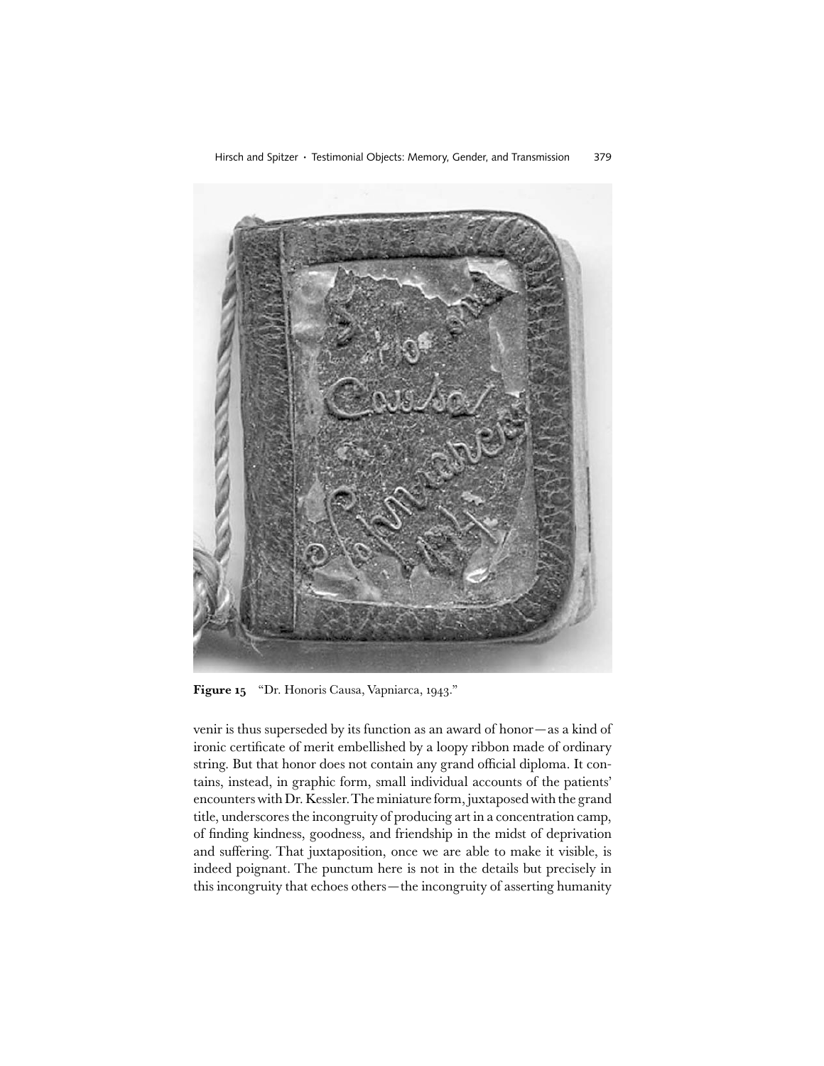**Figure 15** "Dr. Honoris Causa, Vapniarca, 1943."

venir is thus superseded by its function as an award of honor—as a kind of ironic certificate of merit embellished by a loopy ribbon made of ordinary string. But that honor does not contain any grand official diploma. It contains, instead, in graphic form, small individual accounts of the patients' encounters with Dr. Kessler. The miniature form, juxtaposed with the grand title, underscores the incongruity of producing art in a concentration camp, of finding kindness, goodness, and friendship in the midst of deprivation and suffering. That juxtaposition, once we are able to make it visible, is indeed poignant. The punctum here is not in the details but precisely in this incongruity that echoes others—the incongruity of asserting humanity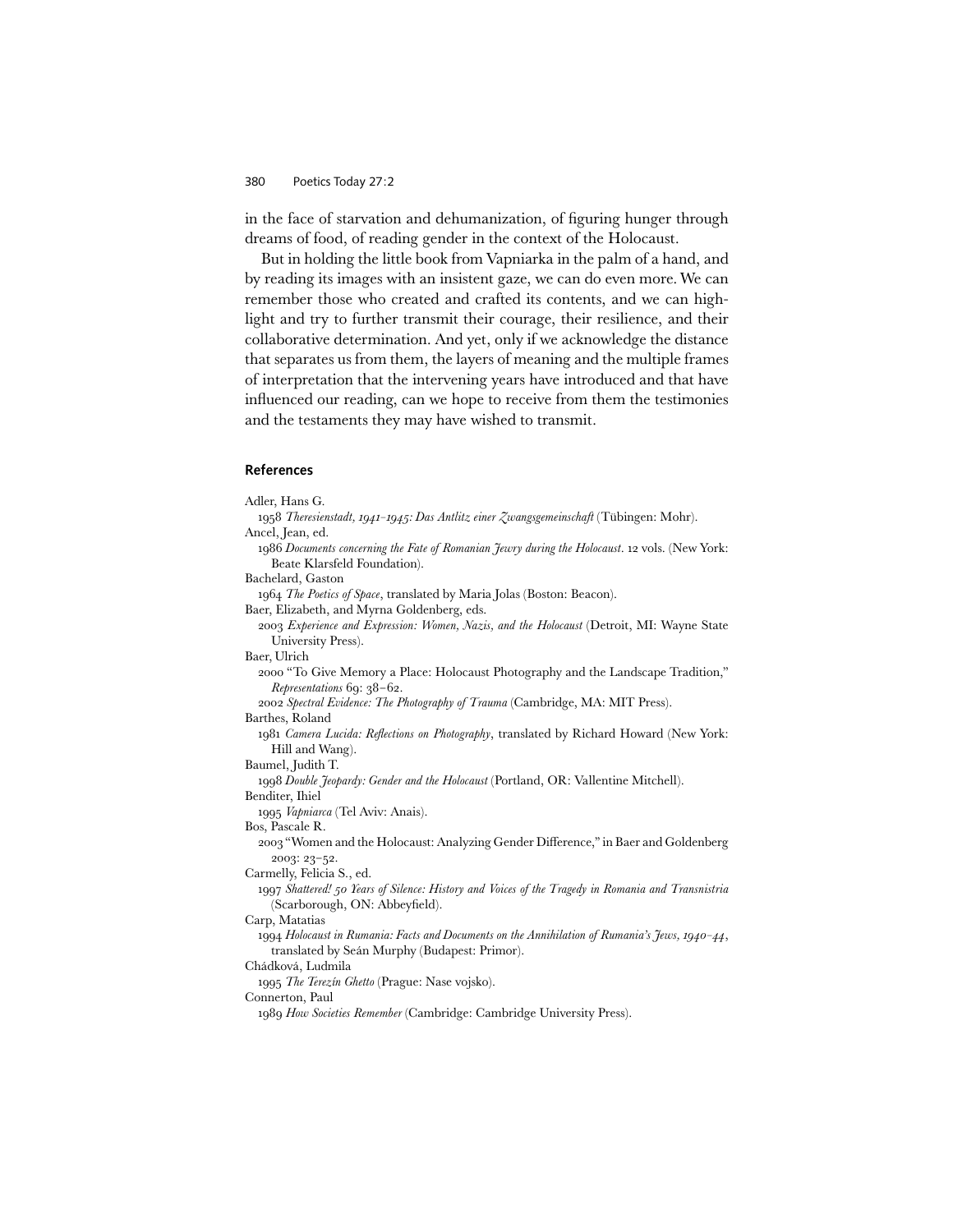in the face of starvation and dehumanization, of figuring hunger through dreams of food, of reading gender in the context of the Holocaust.

But in holding the little book from Vapniarka in the palm of a hand, and by reading its images with an insistent gaze, we can do even more. We can remember those who created and crafted its contents, and we can highlight and try to further transmit their courage, their resilience, and their collaborative determination. And yet, only if we acknowledge the distance that separates us from them, the layers of meaning and the multiple frames of interpretation that the intervening years have introduced and that have influenced our reading, can we hope to receive from them the testimonies and the testaments they may have wished to transmit.

## References

Adler, Hans G.
1958 *Theresienstadt, 1941–1945: Das Antlitz einer Zwangsgemeinschaft* (Tübingen: Mohr).

Ancel, Jean, ed.
1986 *Documents concerning the Fate of Romanian Jewry during the Holocaust*. 12 vols. (New York: Beate Klarsfeld Foundation).

Bachelard, Gaston
1964 *The Poetics of Space*, translated by Maria Jolas (Boston: Beacon).

Baer, Elizabeth, and Myrna Goldenberg, eds.
2003 *Experience and Expression: Women, Nazis, and the Holocaust* (Detroit, MI: Wayne State University Press).

Baer, Ulrich
2000 "To Give Memory a Place: Holocaust Photography and the Landscape Tradition," *Representations* 69: 38–62.
2002 *Spectral Evidence: The Photography of Trauma* (Cambridge, MA: MIT Press).

Barthes, Roland
1981 *Camera Lucida: Reflections on Photography*, translated by Richard Howard (New York: Hill and Wang).

Baumel, Judith T.
1998 *Double Jeopardy: Gender and the Holocaust* (Portland, OR: Vallentine Mitchell).

Benditer, Ihiel
1995 *Vapniarca* (Tel Aviv: Anais).

Bos, Pascale R.
2003 "Women and the Holocaust: Analyzing Gender Difference," in Baer and Goldenberg 2003: 23–52.

Carmelly, Felicia S., ed.
1997 *Shattered! 50 Years of Silence: History and Voices of the Tragedy in Romania and Transnistria* (Scarborough, ON: Abbeyfield).

Carp, Matatias
1994 *Holocaust in Rumania: Facts and Documents on the Annihilation of Rumania's Jews, 1940–44*, translated by Seán Murphy (Budapest: Primor).

Chádková, Ludmila
1995 *The Terezín Ghetto* (Prague: Nase vojsko).

Connerton, Paul
1989 *How Societies Remember* (Cambridge: Cambridge University Press).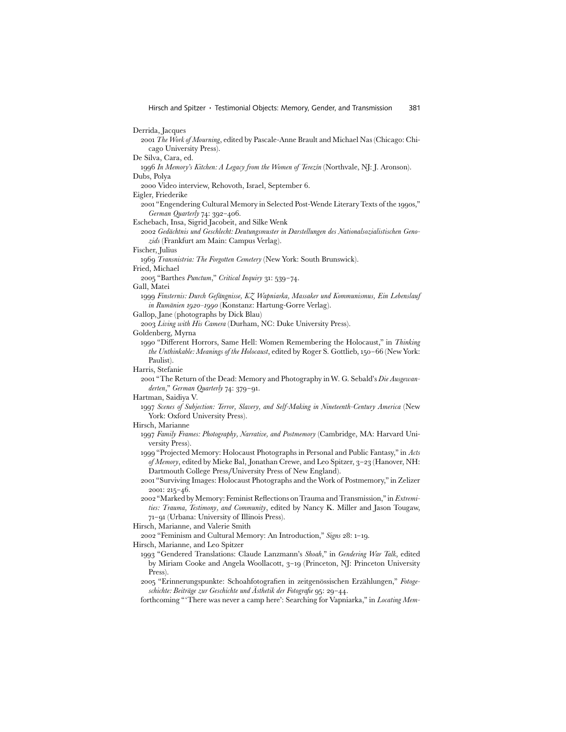Derrida, Jacques

2001 *The Work of Mourning*, edited by Pascale-Anne Brault and Michael Nas (Chicago: Chicago University Press).

De Silva, Cara, ed.

1996 *In Memory's Kitchen: A Legacy from the Women of Terezín* (Northvale, NJ: J. Aronson).

Dubs, Polya

2000 Video interview, Rehovoth, Israel, September 6.

Eigler, Friederike

2001 "Engendering Cultural Memory in Selected Post-Wende Literary Texts of the 1990s," *German Quarterly* 74: 392–406.

Eschebach, Insa, Sigrid Jacobeit, and Silke Wenk

2002 *Gedächtnis und Geschlecht: Deutungsmuster in Darstellungen des Nationalsozialistischen Genozids* (Frankfurt am Main: Campus Verlag).

Fischer, Julius

1969 *Transnistria: The Forgotten Cemetery* (New York: South Brunswick).

Fried, Michael

2005 "Barthes *Punctum*," *Critical Inquiry* 31: 539–74.

Gall, Matei

1999 *Finsternis: Durch Gefängnisse, KZ Wapniarka, Massaker und Kommunismus, Ein Lebenslauf in Rumänien 1920–1990* (Konstanz: Hartung-Gorre Verlag).

Gallop, Jane (photographs by Dick Blau)

2003 *Living with His Camera* (Durham, NC: Duke University Press).

Goldenberg, Myrna

1990 "Different Horrors, Same Hell: Women Remembering the Holocaust," in *Thinking the Unthinkable: Meanings of the Holocaust*, edited by Roger S. Gottlieb, 150–66 (New York: Paulist).

Harris, Stefanie

2001 "The Return of the Dead: Memory and Photography in W. G. Sebald's *Die Ausgewanderten*," *German Quarterly* 74: 379–91.

Hartman, Saidiya V.

1997 *Scenes of Subjection: Terror, Slavery, and Self-Making in Nineteenth-Century America* (New York: Oxford University Press).

Hirsch, Marianne

1997 *Family Frames: Photography, Narrative, and Postmemory* (Cambridge, MA: Harvard University Press).

1999 "Projected Memory: Holocaust Photographs in Personal and Public Fantasy," in *Acts of Memory*, edited by Mieke Bal, Jonathan Crewe, and Leo Spitzer, 3–23 (Hanover, NH: Dartmouth College Press/University Press of New England).

2001 "Surviving Images: Holocaust Photographs and the Work of Postmemory," in Zelizer 2001: 215–46.

2002 "Marked by Memory: Feminist Reflections on Trauma and Transmission," in *Extremities: Trauma, Testimony, and Community*, edited by Nancy K. Miller and Jason Tougaw, 71–91 (Urbana: University of Illinois Press).

Hirsch, Marianne, and Valerie Smith

2002 "Feminism and Cultural Memory: An Introduction," *Signs* 28: 1–19.

Hirsch, Marianne, and Leo Spitzer

1993 "Gendered Translations: Claude Lanzmann's *Shoah*," in *Gendering War Talk*, edited by Miriam Cooke and Angela Woollacott, 3–19 (Princeton, NJ: Princeton University Press).

2005 "Erinnerungspunkte: Schoahfotografien in zeitgenössischen Erzählungen," *Fotogeschichte: Beiträge zur Geschichte und Ästhetik der Fotografie* 95: 29–44.

forthcoming "'There was never a camp here': Searching for Vapniarka," in *Locating Mem-*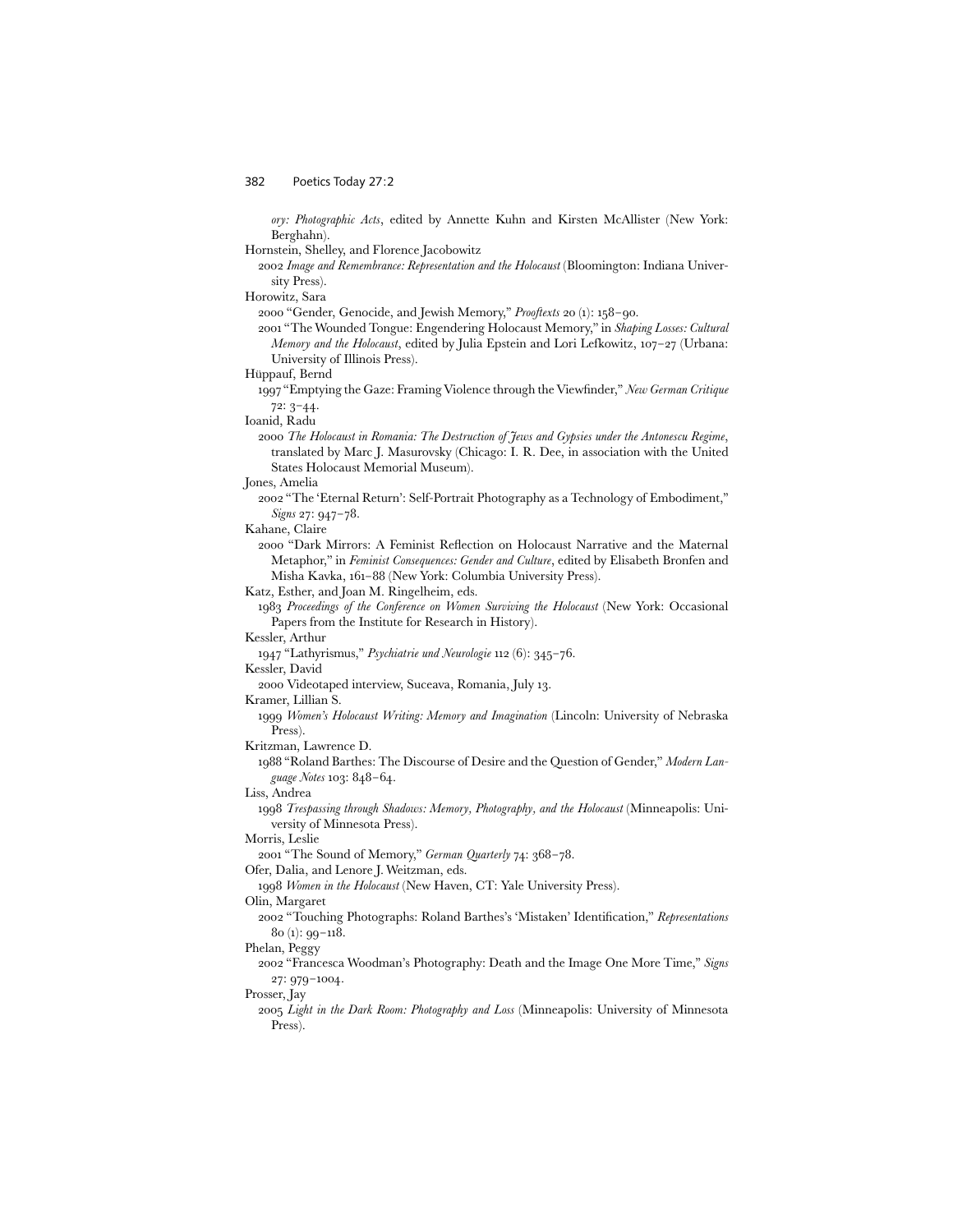*ory: Photographic Acts*, edited by Annette Kuhn and Kirsten McAllister (New York: Berghahn).

Hornstein, Shelley, and Florence Jacobowitz

2002 *Image and Remembrance: Representation and the Holocaust* (Bloomington: Indiana University Press).

Horowitz, Sara

2000 "Gender, Genocide, and Jewish Memory," *Prooftexts* 20 (1): 158–90.

2001 "The Wounded Tongue: Engendering Holocaust Memory," in *Shaping Losses: Cultural Memory and the Holocaust*, edited by Julia Epstein and Lori Lefkowitz, 107–27 (Urbana: University of Illinois Press).

Hüppauf, Bernd

1997 "Emptying the Gaze: Framing Violence through the Viewfinder," *New German Critique* 72: 3–44.

Ioanid, Radu

2000 *The Holocaust in Romania: The Destruction of Jews and Gypsies under the Antonescu Regime*, translated by Marc J. Masurovsky (Chicago: I. R. Dee, in association with the United States Holocaust Memorial Museum).

Jones, Amelia

2002 "The 'Eternal Return': Self-Portrait Photography as a Technology of Embodiment," *Signs* 27: 947–78.

Kahane, Claire

2000 "Dark Mirrors: A Feminist Reflection on Holocaust Narrative and the Maternal Metaphor," in *Feminist Consequences: Gender and Culture*, edited by Elisabeth Bronfen and Misha Kavka, 161–88 (New York: Columbia University Press).

Katz, Esther, and Joan M. Ringelheim, eds.

1983 *Proceedings of the Conference on Women Surviving the Holocaust* (New York: Occasional Papers from the Institute for Research in History).

Kessler, Arthur

1947 "Lathyrismus," *Psychiatrie und Neurologie* 112 (6): 345–76.

Kessler, David

2000 Videotaped interview, Suceava, Romania, July 13.

Kramer, Lillian S.

1999 *Women's Holocaust Writing: Memory and Imagination* (Lincoln: University of Nebraska Press).

Kritzman, Lawrence D.

1988 "Roland Barthes: The Discourse of Desire and the Question of Gender," *Modern Language Notes* 103: 848–64.

Liss, Andrea

1998 *Trespassing through Shadows: Memory, Photography, and the Holocaust* (Minneapolis: University of Minnesota Press).

Morris, Leslie

2001 "The Sound of Memory," *German Quarterly* 74: 368–78.

Ofer, Dalia, and Lenore J. Weitzman, eds.

1998 *Women in the Holocaust* (New Haven, CT: Yale University Press).

Olin, Margaret

2002 "Touching Photographs: Roland Barthes's 'Mistaken' Identification," *Representations* 80 (1): 99–118.

Phelan, Peggy

2002 "Francesca Woodman's Photography: Death and the Image One More Time," *Signs* 27: 979–1004.

Prosser, Jay

2005 *Light in the Dark Room: Photography and Loss* (Minneapolis: University of Minnesota Press).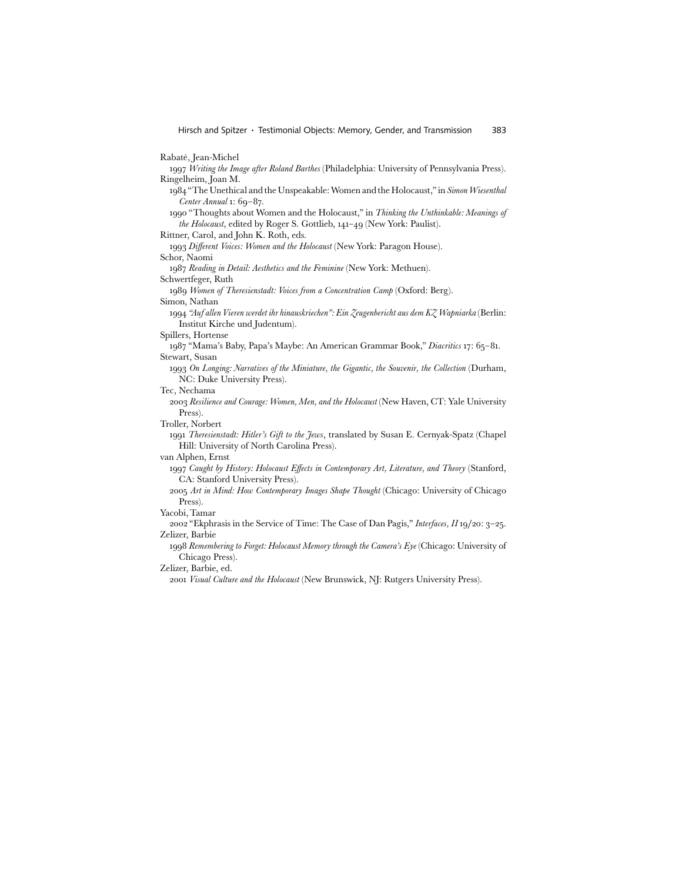Rabaté, Jean-Michel

1997 *Writing the Image after Roland Barthes* (Philadelphia: University of Pennsylvania Press).

Ringelheim, Joan M.

1984 "The Unethical and the Unspeakable: Women and the Holocaust," in *Simon Wiesenthal Center Annual* 1: 69–87.

1990 "Thoughts about Women and the Holocaust," in *Thinking the Unthinkable: Meanings of the Holocaust*, edited by Roger S. Gottlieb, 141–49 (New York: Paulist).

Rittner, Carol, and John K. Roth, eds.

1993 *Different Voices: Women and the Holocaust* (New York: Paragon House).

Schor, Naomi

1987 *Reading in Detail: Aesthetics and the Feminine* (New York: Methuen).

Schwertfeger, Ruth

1989 *Women of Theresienstadt: Voices from a Concentration Camp* (Oxford: Berg).

Simon, Nathan

1994 *"Auf allen Vieren werdet ihr hinauskriechen": Ein Zeugenbericht aus dem KZ Wapniarka* (Berlin: Institut Kirche und Judentum).

Spillers, Hortense

1987 "Mama's Baby, Papa's Maybe: An American Grammar Book," *Diacritics* 17: 65–81.

Stewart, Susan

1993 *On Longing: Narratives of the Miniature, the Gigantic, the Souvenir, the Collection* (Durham, NC: Duke University Press).

Tec, Nechama

2003 *Resilience and Courage: Women, Men, and the Holocaust* (New Haven, CT: Yale University Press).

Troller, Norbert

1991 *Theresienstadt: Hitler's Gift to the Jews*, translated by Susan E. Cernyak-Spatz (Chapel Hill: University of North Carolina Press).

van Alphen, Ernst

1997 *Caught by History: Holocaust Effects in Contemporary Art, Literature, and Theory* (Stanford, CA: Stanford University Press).

2005 *Art in Mind: How Contemporary Images Shape Thought* (Chicago: University of Chicago Press).

Yacobi, Tamar

2002 "Ekphrasis in the Service of Time: The Case of Dan Pagis," *Interfaces, II* 19/20: 3–25.

Zelizer, Barbie

1998 *Remembering to Forget: Holocaust Memory through the Camera's Eye* (Chicago: University of Chicago Press).

Zelizer, Barbie, ed.

2001 *Visual Culture and the Holocaust* (New Brunswick, NJ: Rutgers University Press).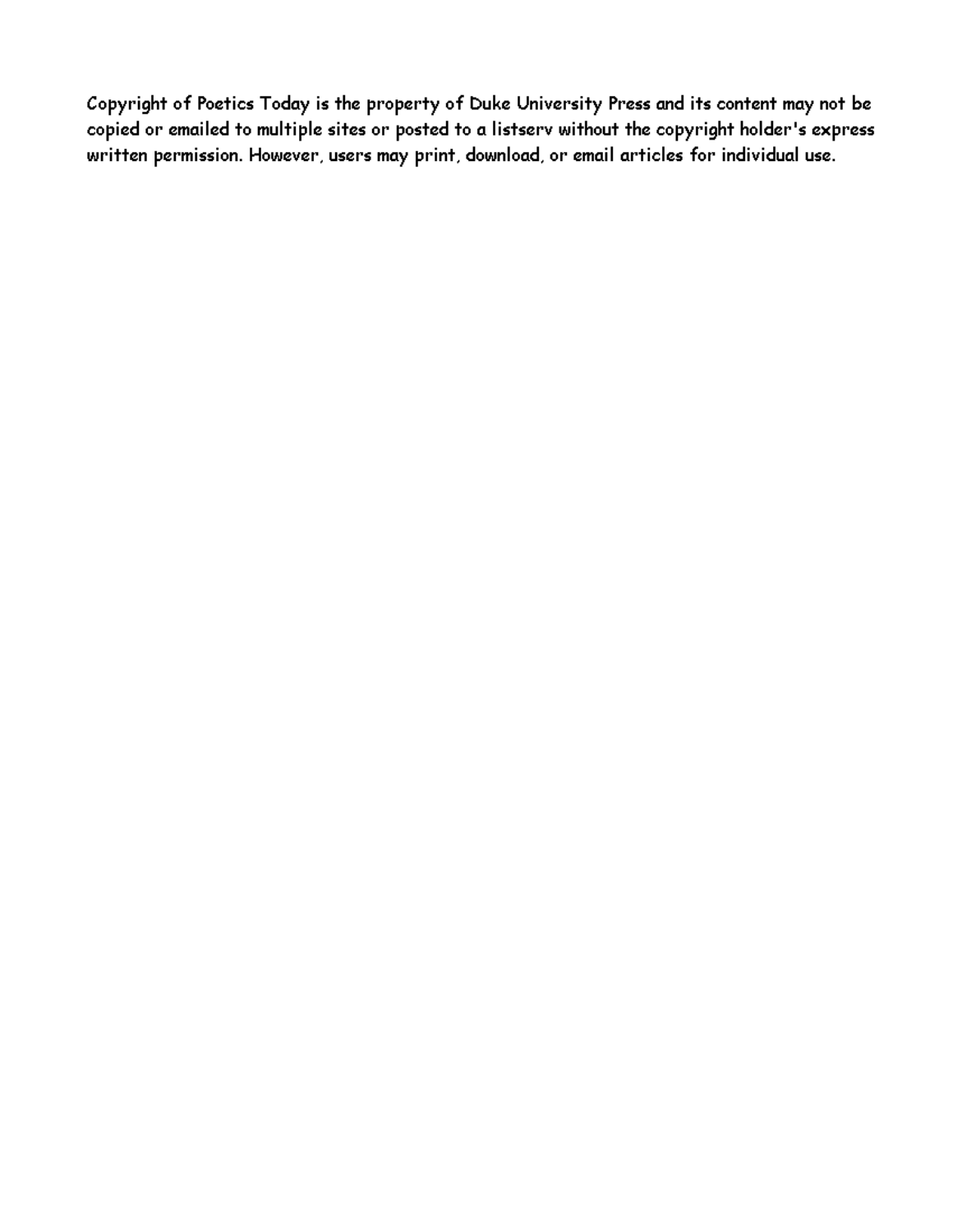Copyright of Poetics Today is the property of Duke University Press and its content may not be copied or emailed to multiple sites or posted to a listserv without the copyright holder's express written permission. However, users may print, download, or email articles for individual use.